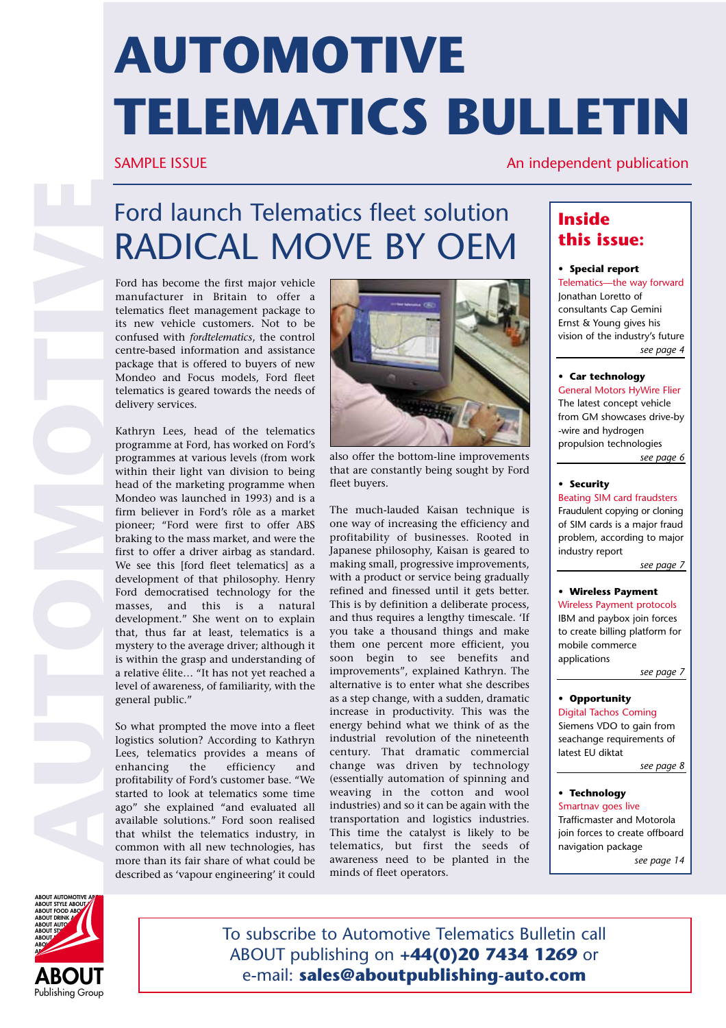# AUTOMOTIVE TELEMATICS BULLETIN

SAMPLE ISSUE

An independent publication

## Ford launch Telematics fleet solution
## RADICAL MOVE BY OEM

Ford has become the first major vehicle manufacturer in Britain to offer a telematics fleet management package to its new vehicle customers. Not to be confused with *fordtelematics*, the control centre-based information and assistance package that is offered to buyers of new Mondeo and Focus models, Ford fleet telematics is geared towards the needs of delivery services.

Kathryn Lees, head of the telematics programme at Ford, has worked on Ford's programmes at various levels (from work within their light van division to being head of the marketing programme when Mondeo was launched in 1993) and is a firm believer in Ford's rôle as a market pioneer; "Ford were first to offer ABS braking to the mass market, and were the first to offer a driver airbag as standard. We see this [ford fleet telematics] as a development of that philosophy. Henry Ford democratised technology for the masses, and this is a natural development." She went on to explain that, thus far at least, telematics is a mystery to the average driver; although it is within the grasp and understanding of a relative élite… "It has not yet reached a level of awareness, of familiarity, with the general public."

So what prompted the move into a fleet logistics solution? According to Kathryn Lees, telematics provides a means of enhancing the efficiency and profitability of Ford's customer base. "We started to look at telematics some time ago" she explained "and evaluated all available solutions." Ford soon realised that whilst the telematics industry, in common with all new technologies, has more than its fair share of what could be described as 'vapour engineering' it could also offer the bottom-line improvements that are constantly being sought by Ford fleet buyers.

The much-lauded Kaisan technique is one way of increasing the efficiency and profitability of businesses. Rooted in Japanese philosophy, Kaisan is geared to making small, progressive improvements, with a product or service being gradually refined and finessed until it gets better. This is by definition a deliberate process, and thus requires a lengthy timescale. 'If you take a thousand things and make them one percent more efficient, you soon begin to see benefits and improvements", explained Kathryn. The alternative is to enter what she describes as a step change, with a sudden, dramatic increase in productivity. This was the energy behind what we think of as the industrial revolution of the nineteenth century. That dramatic commercial change was driven by technology (essentially automation of spinning and weaving in the cotton and wool industries) and so it can be again with the transportation and logistics industries. This time the catalyst is likely to be telematics, but first the seeds of awareness need to be planted in the minds of fleet operators.

## Inside this issue:

- **Special report**
  Telematics—the way forward
  Jonathan Loretto of consultants Cap Gemini Ernst & Young gives his vision of the industry's future
  *see page 4*

- **Car technology**
  General Motors HyWire Flier
  The latest concept vehicle from GM showcases drive-by -wire and hydrogen propulsion technologies
  *see page 6*

- **Security**
  Beating SIM card fraudsters
  Fraudulent copying or cloning of SIM cards is a major fraud problem, according to major industry report
  *see page 7*

- **Wireless Payment**
  Wireless Payment protocols
  IBM and paybox join forces to create billing platform for mobile commerce applications
  *see page 7*

- **Opportunity**
  Digital Tachos Coming
  Siemens VDO to gain from seachange requirements of latest EU diktat
  *see page 8*

- **Technology**
  Smartnav goes live
  Trafficmaster and Motorola join forces to create offboard navigation package
  *see page 14*

To subscribe to Automotive Telematics Bulletin call ABOUT publishing on **+44(0)20 7434 1269** or e-mail: **sales@aboutpublishing-auto.com**

ABOUT Publishing Group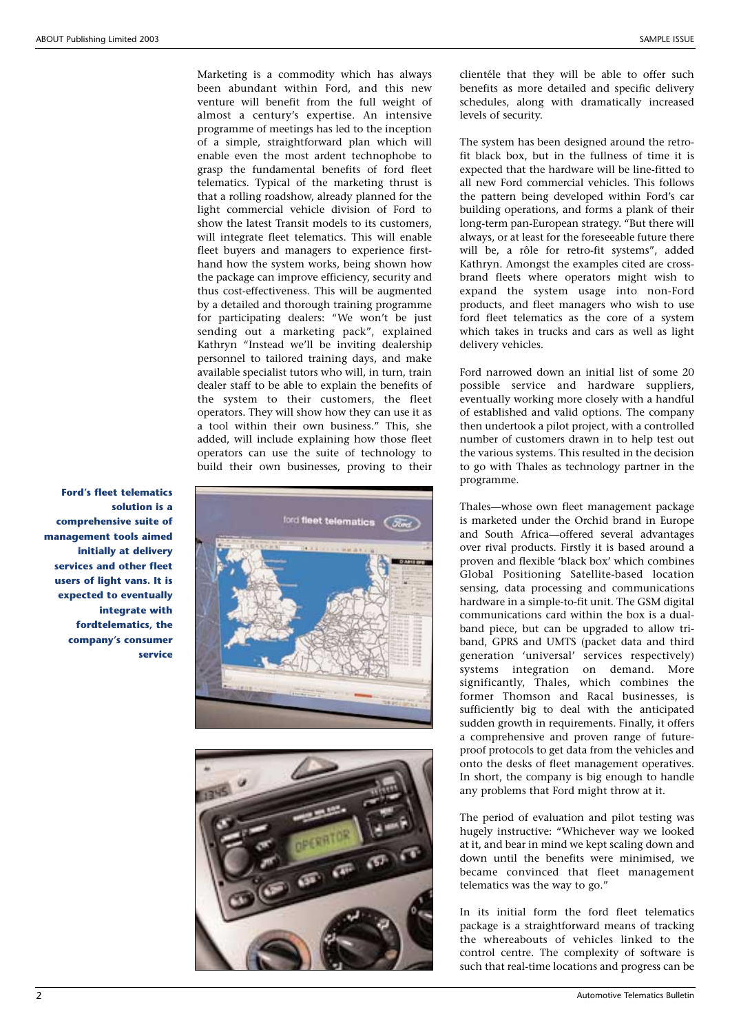Marketing is a commodity which has always been abundant within Ford, and this new venture will benefit from the full weight of almost a century's expertise. An intensive programme of meetings has led to the inception of a simple, straightforward plan which will enable even the most ardent technophobe to grasp the fundamental benefits of ford fleet telematics. Typical of the marketing thrust is that a rolling roadshow, already planned for the light commercial vehicle division of Ford to show the latest Transit models to its customers, will integrate fleet telematics. This will enable fleet buyers and managers to experience first-hand how the system works, being shown how the package can improve efficiency, security and thus cost-effectiveness. This will be augmented by a detailed and thorough training programme for participating dealers: "We won't be just sending out a marketing pack", explained Kathryn "Instead we'll be inviting dealership personnel to tailored training days, and make available specialist tutors who will, in turn, train dealer staff to be able to explain the benefits of the system to their customers, the fleet operators. They will show how they can use it as a tool within their own business." This, she added, will include explaining how those fleet operators can use the suite of technology to build their own businesses, proving to their clientéle that they will be able to offer such benefits as more detailed and specific delivery schedules, along with dramatically increased levels of security.

**Ford's fleet telematics solution is a comprehensive suite of management tools aimed initially at delivery services and other fleet users of light vans. It is expected to eventually integrate with fordtelematics, the company's consumer service**

The system has been designed around the retro-fit black box, but in the fullness of time it is expected that the hardware will be line-fitted to all new Ford commercial vehicles. This follows the pattern being developed within Ford's car building operations, and forms a plank of their long-term pan-European strategy. "But there will always, or at least for the foreseeable future there will be, a rôle for retro-fit systems", added Kathryn. Amongst the examples cited are cross-brand fleets where operators might wish to expand the system usage into non-Ford products, and fleet managers who wish to use ford fleet telematics as the core of a system which takes in trucks and cars as well as light delivery vehicles.

Ford narrowed down an initial list of some 20 possible service and hardware suppliers, eventually working more closely with a handful of established and valid options. The company then undertook a pilot project, with a controlled number of customers drawn in to help test out the various systems. This resulted in the decision to go with Thales as technology partner in the programme.

Thales—whose own fleet management package is marketed under the Orchid brand in Europe and South Africa—offered several advantages over rival products. Firstly it is based around a proven and flexible 'black box' which combines Global Positioning Satellite-based location sensing, data processing and communications hardware in a simple-to-fit unit. The GSM digital communications card within the box is a dual-band piece, but can be upgraded to allow tri-band, GPRS and UMTS (packet data and third generation 'universal' services respectively) systems integration on demand. More significantly, Thales, which combines the former Thomson and Racal businesses, is sufficiently big to deal with the anticipated sudden growth in requirements. Finally, it offers a comprehensive and proven range of future-proof protocols to get data from the vehicles and onto the desks of fleet management operatives. In short, the company is big enough to handle any problems that Ford might throw at it.

The period of evaluation and pilot testing was hugely instructive: "Whichever way we looked at it, and bear in mind we kept scaling down and down until the benefits were minimised, we became convinced that fleet management telematics was the way to go."

In its initial form the ford fleet telematics package is a straightforward means of tracking the whereabouts of vehicles linked to the control centre. The complexity of software is such that real-time locations and progress can be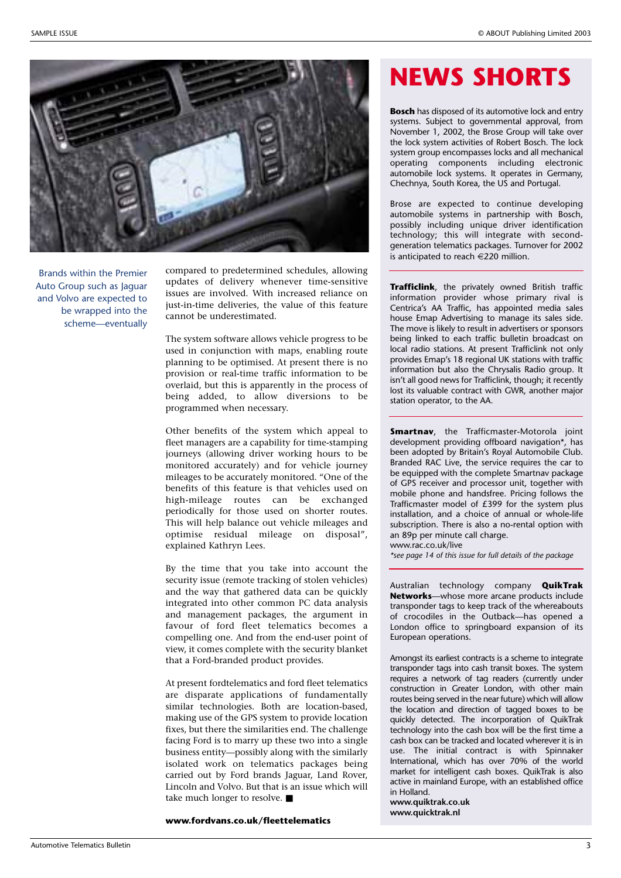Brands within the Premier Auto Group such as Jaguar and Volvo are expected to be wrapped into the scheme—eventually

compared to predetermined schedules, allowing updates of delivery whenever time-sensitive issues are involved. With increased reliance on just-in-time deliveries, the value of this feature cannot be underestimated.

The system software allows vehicle progress to be used in conjunction with maps, enabling route planning to be optimised. At present there is no provision or real-time traffic information to be overlaid, but this is apparently in the process of being added, to allow diversions to be programmed when necessary.

Other benefits of the system which appeal to fleet managers are a capability for time-stamping journeys (allowing driver working hours to be monitored accurately) and for vehicle journey mileages to be accurately monitored. "One of the benefits of this feature is that vehicles used on high-mileage routes can be exchanged periodically for those used on shorter routes. This will help balance out vehicle mileages and optimise residual mileage on disposal", explained Kathryn Lees.

By the time that you take into account the security issue (remote tracking of stolen vehicles) and the way that gathered data can be quickly integrated into other common PC data analysis and management packages, the argument in favour of ford fleet telematics becomes a compelling one. And from the end-user point of view, it comes complete with the security blanket that a Ford-branded product provides.

At present fordtelematics and ford fleet telematics are disparate applications of fundamentally similar technologies. Both are location-based, making use of the GPS system to provide location fixes, but there the similarities end. The challenge facing Ford is to marry up these two into a single business entity—possibly along with the similarly isolated work on telematics packages being carried out by Ford brands Jaguar, Land Rover, Lincoln and Volvo. But that is an issue which will take much longer to resolve. ■

**www.fordvans.co.uk/fleettelematics**

# NEWS SHORTS

**Bosch** has disposed of its automotive lock and entry systems. Subject to governmental approval, from November 1, 2002, the Brose Group will take over the lock system activities of Robert Bosch. The lock system group encompasses locks and all mechanical operating components including electronic automobile lock systems. It operates in Germany, Chechnya, South Korea, the US and Portugal.

Brose are expected to continue developing automobile systems in partnership with Bosch, possibly including unique driver identification technology; this will integrate with second-generation telematics packages. Turnover for 2002 is anticipated to reach €220 million.

---

**Trafficlink**, the privately owned British traffic information provider whose primary rival is Centrica's AA Traffic, has appointed media sales house Emap Advertising to manage its sales side. The move is likely to result in advertisers or sponsors being linked to each traffic bulletin broadcast on local radio stations. At present Trafficlink not only provides Emap's 18 regional UK stations with traffic information but also the Chrysalis Radio group. It isn't all good news for Trafficlink, though; it recently lost its valuable contract with GWR, another major station operator, to the AA.

---

**Smartnav**, the Trafficmaster-Motorola joint development providing offboard navigation*, has been adopted by Britain's Royal Automobile Club. Branded RAC Live, the service requires the car to be equipped with the complete Smartnav package of GPS receiver and processor unit, together with mobile phone and handsfree. Pricing follows the Trafficmaster model of £399 for the system plus installation, and a choice of annual or whole-life subscription. There is also a no-rental option with an 89p per minute call charge.
www.rac.co.uk/live

*\*see page 14 of this issue for full details of the package*

---

Australian technology company **QuikTrak Networks**—whose more arcane products include transponder tags to keep track of the whereabouts of crocodiles in the Outback—has opened a London office to springboard expansion of its European operations.

Amongst its earliest contracts is a scheme to integrate transponder tags into cash transit boxes. The system requires a network of tag readers (currently under construction in Greater London, with other main routes being served in the near future) which will allow the location and direction of tagged boxes to be quickly detected. The incorporation of QuikTrak technology into the cash box will be the first time a cash box can be tracked and located wherever it is in use. The initial contract is with Spinnaker International, which has over 70% of the world market for intelligent cash boxes. QuikTrak is also active in mainland Europe, with an established office in Holland.
**www.quiktrak.co.uk**
**www.quicktrak.nl**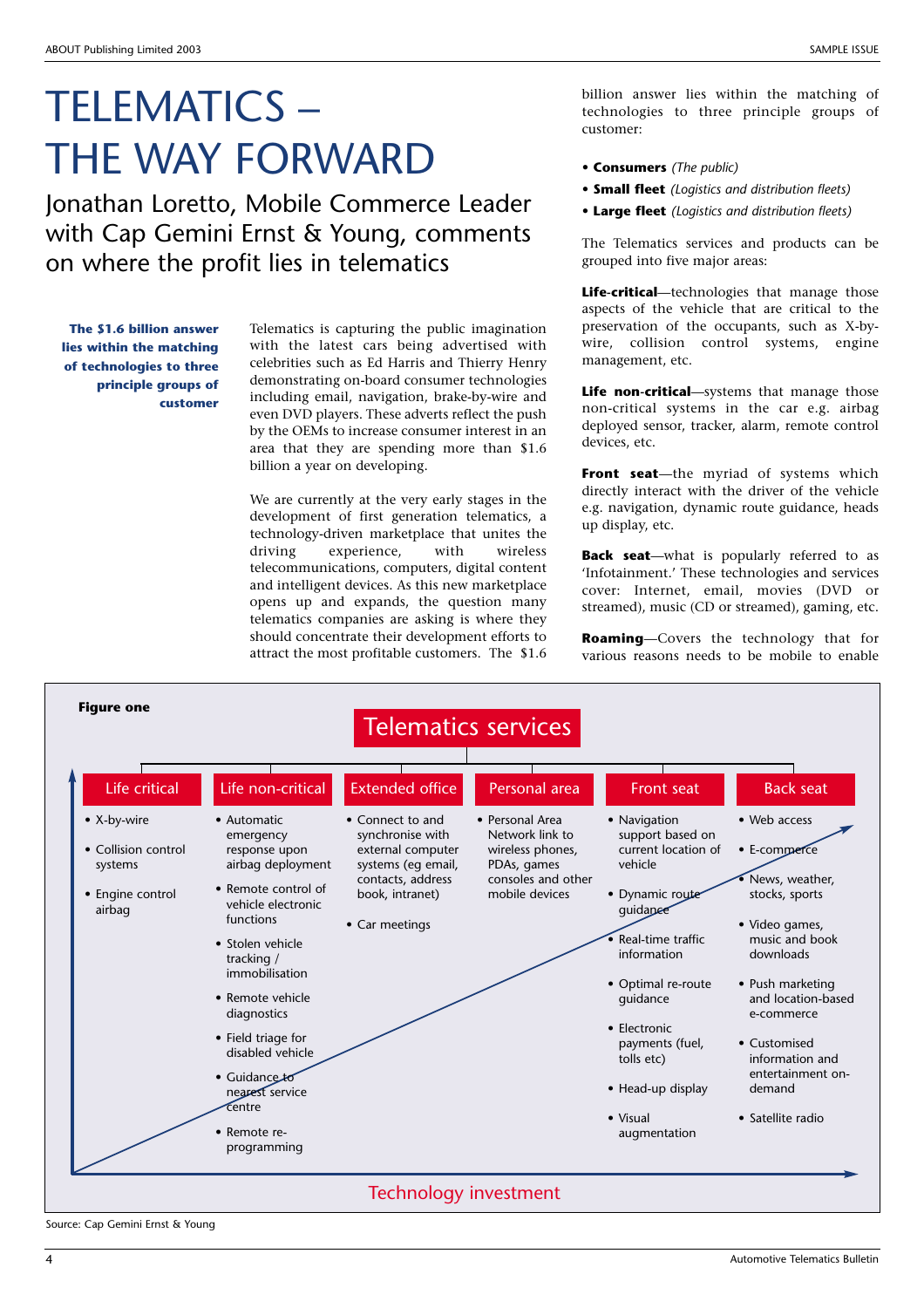# TELEMATICS – THE WAY FORWARD

## Jonathan Loretto, Mobile Commerce Leader with Cap Gemini Ernst & Young, comments on where the profit lies in telematics

**The $1.6 billion answer lies within the matching of technologies to three principle groups of customer**

Telematics is capturing the public imagination with the latest cars being advertised with celebrities such as Ed Harris and Thierry Henry demonstrating on-board consumer technologies including email, navigation, brake-by-wire and even DVD players. These adverts reflect the push by the OEMs to increase consumer interest in an area that they are spending more than $1.6 billion a year on developing.

We are currently at the very early stages in the development of first generation telematics, a technology-driven marketplace that unites the driving experience, with wireless telecommunications, computers, digital content and intelligent devices. As this new marketplace opens up and expands, the question many telematics companies are asking is where they should concentrate their development efforts to attract the most profitable customers. The $1.6 billion answer lies within the matching of technologies to three principle groups of customer:

- **Consumers** *(The public)*
- **Small fleet** *(Logistics and distribution fleets)*
- **Large fleet** *(Logistics and distribution fleets)*

The Telematics services and products can be grouped into five major areas:

**Life-critical**—technologies that manage those aspects of the vehicle that are critical to the preservation of the occupants, such as X-by-wire, collision control systems, engine management, etc.

**Life non-critical**—systems that manage those non-critical systems in the car e.g. airbag deployed sensor, tracker, alarm, remote control devices, etc.

**Front seat**—the myriad of systems which directly interact with the driver of the vehicle e.g. navigation, dynamic route guidance, heads up display, etc.

**Back seat**—what is popularly referred to as 'Infotainment.' These technologies and services cover: Internet, email, movies (DVD or streamed), music (CD or streamed), gaming, etc.

**Roaming**—Covers the technology that for various reasons needs to be mobile to enable

**Figure one**

**Telematics services**

| Life critical | Life non-critical | Extended office | Personal area | Front seat | Back seat |
|---|---|---|---|---|---|
| • X-by-wire<br>• Collision control systems<br>• Engine control airbag | • Automatic emergency response upon airbag deployment<br>• Remote control of vehicle electronic functions<br>• Stolen vehicle tracking / immobilisation<br>• Remote vehicle diagnostics<br>• Field triage for disabled vehicle<br>• Guidance to nearest service centre<br>• Remote re-programming | • Connect to and synchronise with external computer systems (eg email, contacts, address book, intranet)<br>• Car meetings | • Personal Area Network link to wireless phones, PDAs, games consoles and other mobile devices | • Navigation support based on current location of vehicle<br>• Dynamic route guidance<br>• Real-time traffic information<br>• Optimal re-route guidance<br>• Electronic payments (fuel, tolls etc)<br>• Head-up display<br>• Visual augmentation | • Web access<br>• E-commerce<br>• News, weather, stocks, sports<br>• Video games, music and book downloads<br>• Push marketing and location-based e-commerce<br>• Customised information and entertainment on-demand<br>• Satellite radio |

Technology investment

Source: Cap Gemini Ernst & Young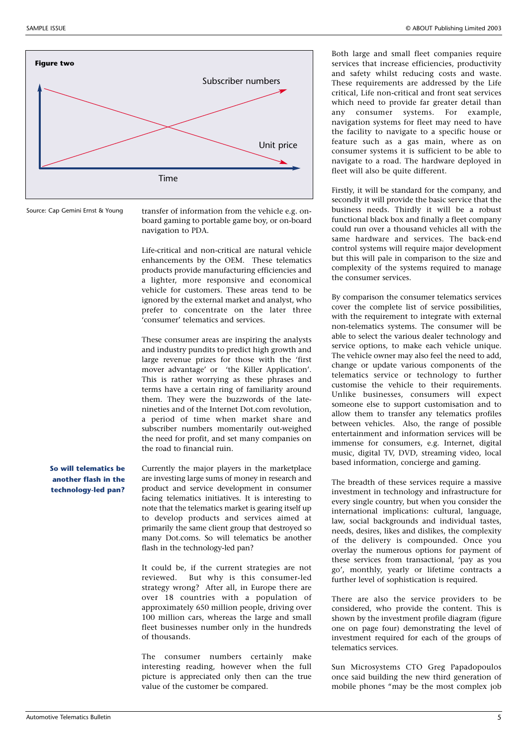**Figure two**

Subscriber numbers

Unit price

Time

Source: Cap Gemini Ernst & Young

transfer of information from the vehicle e.g. on-board gaming to portable game boy, or on-board navigation to PDA.

Life-critical and non-critical are natural vehicle enhancements by the OEM. These telematics products provide manufacturing efficiencies and a lighter, more responsive and economical vehicle for customers. These areas tend to be ignored by the external market and analyst, who prefer to concentrate on the later three 'consumer' telematics and services.

These consumer areas are inspiring the analysts and industry pundits to predict high growth and large revenue prizes for those with the 'first mover advantage' or 'the Killer Application'. This is rather worrying as these phrases and terms have a certain ring of familiarity around them. They were the buzzwords of the late-nineties and of the Internet Dot.com revolution, a period of time when market share and subscriber numbers momentarily out-weighed the need for profit, and set many companies on the road to financial ruin.

**So will telematics be another flash in the technology-led pan?**

Currently the major players in the marketplace are investing large sums of money in research and product and service development in consumer facing telematics initiatives. It is interesting to note that the telematics market is gearing itself up to develop products and services aimed at primarily the same client group that destroyed so many Dot.coms. So will telematics be another flash in the technology-led pan?

It could be, if the current strategies are not reviewed. But why is this consumer-led strategy wrong? After all, in Europe there are over 18 countries with a population of approximately 650 million people, driving over 100 million cars, whereas the large and small fleet businesses number only in the hundreds of thousands.

The consumer numbers certainly make interesting reading, however when the full picture is appreciated only then can the true value of the customer be compared.

Both large and small fleet companies require services that increase efficiencies, productivity and safety whilst reducing costs and waste. These requirements are addressed by the Life critical, Life non-critical and front seat services which need to provide far greater detail than any consumer systems. For example, navigation systems for fleet may need to have the facility to navigate to a specific house or feature such as a gas main, where as on consumer systems it is sufficient to be able to navigate to a road. The hardware deployed in fleet will also be quite different.

Firstly, it will be standard for the company, and secondly it will provide the basic service that the business needs. Thirdly it will be a robust functional black box and finally a fleet company could run over a thousand vehicles all with the same hardware and services. The back-end control systems will require major development but this will pale in comparison to the size and complexity of the systems required to manage the consumer services.

By comparison the consumer telematics services cover the complete list of service possibilities, with the requirement to integrate with external non-telematics systems. The consumer will be able to select the various dealer technology and service options, to make each vehicle unique. The vehicle owner may also feel the need to add, change or update various components of the telematics service or technology to further customise the vehicle to their requirements. Unlike businesses, consumers will expect someone else to support customisation and to allow them to transfer any telematics profiles between vehicles. Also, the range of possible entertainment and information services will be immense for consumers, e.g. Internet, digital music, digital TV, DVD, streaming video, local based information, concierge and gaming.

The breadth of these services require a massive investment in technology and infrastructure for every single country, but when you consider the international implications: cultural, language, law, social backgrounds and individual tastes, needs, desires, likes and dislikes, the complexity of the delivery is compounded. Once you overlay the numerous options for payment of these services from transactional, 'pay as you go', monthly, yearly or lifetime contracts a further level of sophistication is required.

There are also the service providers to be considered, who provide the content. This is shown by the investment profile diagram (figure one on page four) demonstrating the level of investment required for each of the groups of telematics services.

Sun Microsystems CTO Greg Papadopoulos once said building the new third generation of mobile phones "may be the most complex job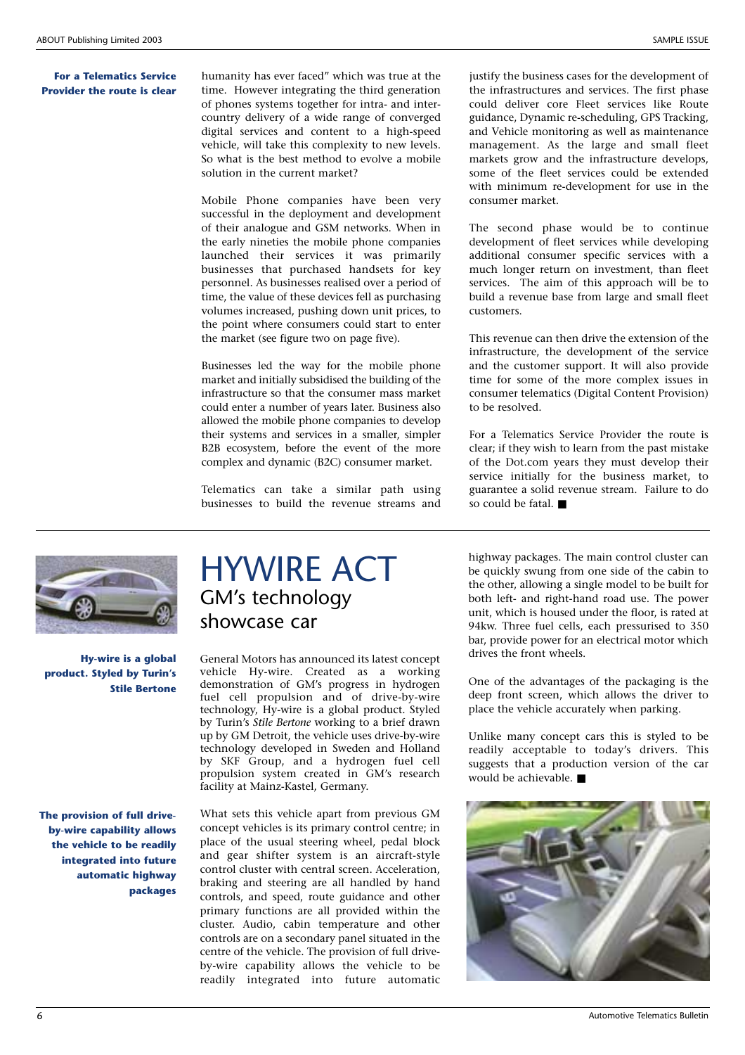**For a Telematics Service Provider the route is clear**

humanity has ever faced" which was true at the time. However integrating the third generation of phones systems together for intra- and inter-country delivery of a wide range of converged digital services and content to a high-speed vehicle, will take this complexity to new levels. So what is the best method to evolve a mobile solution in the current market?

Mobile Phone companies have been very successful in the deployment and development of their analogue and GSM networks. When in the early nineties the mobile phone companies launched their services it was primarily businesses that purchased handsets for key personnel. As businesses realised over a period of time, the value of these devices fell as purchasing volumes increased, pushing down unit prices, to the point where consumers could start to enter the market (see figure two on page five).

Businesses led the way for the mobile phone market and initially subsidised the building of the infrastructure so that the consumer mass market could enter a number of years later. Business also allowed the mobile phone companies to develop their systems and services in a smaller, simpler B2B ecosystem, before the event of the more complex and dynamic (B2C) consumer market.

Telematics can take a similar path using businesses to build the revenue streams and justify the business cases for the development of the infrastructures and services. The first phase could deliver core Fleet services like Route guidance, Dynamic re-scheduling, GPS Tracking, and Vehicle monitoring as well as maintenance management. As the large and small fleet markets grow and the infrastructure develops, some of the fleet services could be extended with minimum re-development for use in the consumer market.

The second phase would be to continue development of fleet services while developing additional consumer specific services with a much longer return on investment, than fleet services. The aim of this approach will be to build a revenue base from large and small fleet customers.

This revenue can then drive the extension of the infrastructure, the development of the service and the customer support. It will also provide time for some of the more complex issues in consumer telematics (Digital Content Provision) to be resolved.

For a Telematics Service Provider the route is clear; if they wish to learn from the past mistake of the Dot.com years they must develop their service initially for the business market, to guarantee a solid revenue stream. Failure to do so could be fatal. ■

# HYWIRE ACT

## GM's technology showcase car

**Hy-wire is a global product. Styled by Turin's Stile Bertone**

General Motors has announced its latest concept vehicle Hy-wire. Created as a working demonstration of GM's progress in hydrogen fuel cell propulsion and of drive-by-wire technology, Hy-wire is a global product. Styled by Turin's *Stile Bertone* working to a brief drawn up by GM Detroit, the vehicle uses drive-by-wire technology developed in Sweden and Holland by SKF Group, and a hydrogen fuel cell propulsion system created in GM's research facility at Mainz-Kastel, Germany.

**The provision of full drive-by-wire capability allows the vehicle to be readily integrated into future automatic highway packages**

What sets this vehicle apart from previous GM concept vehicles is its primary control centre; in place of the usual steering wheel, pedal block and gear shifter system is an aircraft-style control cluster with central screen. Acceleration, braking and steering are all handled by hand controls, and speed, route guidance and other primary functions are all provided within the cluster. Audio, cabin temperature and other controls are on a secondary panel situated in the centre of the vehicle. The provision of full drive-by-wire capability allows the vehicle to be readily integrated into future automatic highway packages. The main control cluster can be quickly swung from one side of the cabin to the other, allowing a single model to be built for both left- and right-hand road use. The power unit, which is housed under the floor, is rated at 94kw. Three fuel cells, each pressurised to 350 bar, provide power for an electrical motor which drives the front wheels.

One of the advantages of the packaging is the deep front screen, which allows the driver to place the vehicle accurately when parking.

Unlike many concept cars this is styled to be readily acceptable to today's drivers. This suggests that a production version of the car would be achievable. ■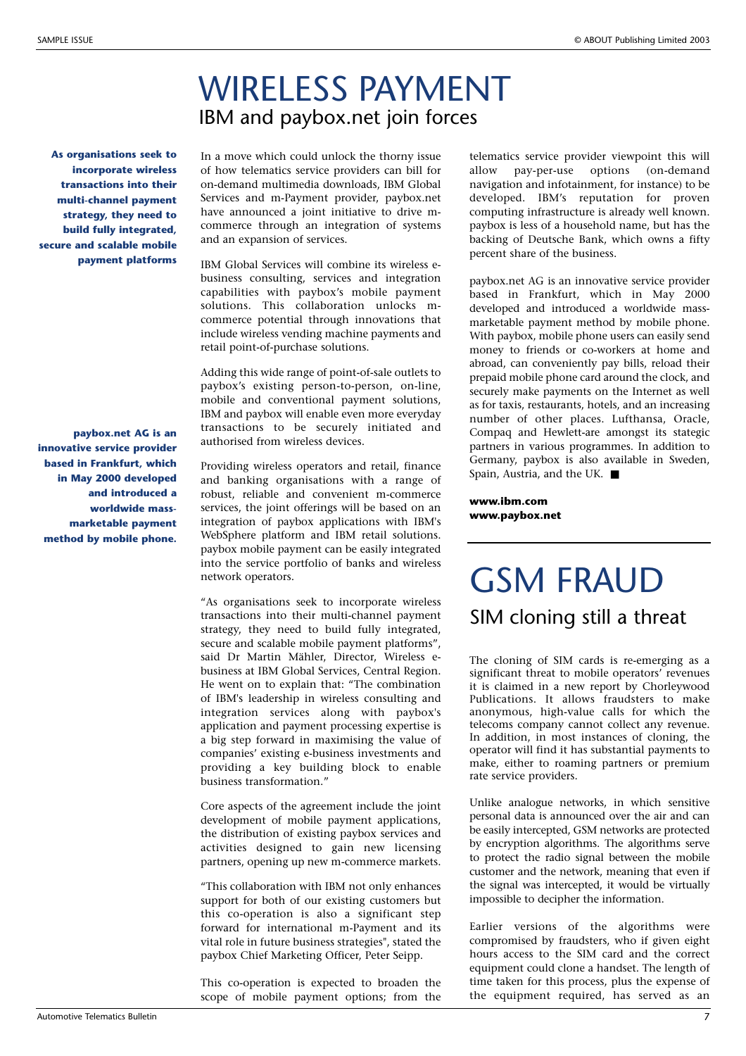# WIRELESS PAYMENT

## IBM and paybox.net join forces

**As organisations seek to incorporate wireless transactions into their multi-channel payment strategy, they need to build fully integrated, secure and scalable mobile payment platforms**

In a move which could unlock the thorny issue of how telematics service providers can bill for on-demand multimedia downloads, IBM Global Services and m-Payment provider, paybox.net have announced a joint initiative to drive m-commerce through an integration of systems and an expansion of services.

IBM Global Services will combine its wireless e-business consulting, services and integration capabilities with paybox's mobile payment solutions. This collaboration unlocks m-commerce potential through innovations that include wireless vending machine payments and retail point-of-purchase solutions.

Adding this wide range of point-of-sale outlets to paybox's existing person-to-person, on-line, mobile and conventional payment solutions, IBM and paybox will enable even more everyday transactions to be securely initiated and authorised from wireless devices.

**paybox.net AG is an innovative service provider based in Frankfurt, which in May 2000 developed and introduced a worldwide mass-marketable payment method by mobile phone.**

Providing wireless operators and retail, finance and banking organisations with a range of robust, reliable and convenient m-commerce services, the joint offerings will be based on an integration of paybox applications with IBM's WebSphere platform and IBM retail solutions. paybox mobile payment can be easily integrated into the service portfolio of banks and wireless network operators.

"As organisations seek to incorporate wireless transactions into their multi-channel payment strategy, they need to build fully integrated, secure and scalable mobile payment platforms", said Dr Martin Mähler, Director, Wireless e-business at IBM Global Services, Central Region. He went on to explain that: "The combination of IBM's leadership in wireless consulting and integration services along with paybox's application and payment processing expertise is a big step forward in maximising the value of companies' existing e-business investments and providing a key building block to enable business transformation."

Core aspects of the agreement include the joint development of mobile payment applications, the distribution of existing paybox services and activities designed to gain new licensing partners, opening up new m-commerce markets.

"This collaboration with IBM not only enhances support for both of our existing customers but this co-operation is also a significant step forward for international m-Payment and its vital role in future business strategies", stated the paybox Chief Marketing Officer, Peter Seipp.

This co-operation is expected to broaden the scope of mobile payment options; from the telematics service provider viewpoint this will allow pay-per-use options (on-demand navigation and infotainment, for instance) to be developed. IBM's reputation for proven computing infrastructure is already well known. paybox is less of a household name, but has the backing of Deutsche Bank, which owns a fifty percent share of the business.

paybox.net AG is an innovative service provider based in Frankfurt, which in May 2000 developed and introduced a worldwide mass-marketable payment method by mobile phone. With paybox, mobile phone users can easily send money to friends or co-workers at home and abroad, can conveniently pay bills, reload their prepaid mobile phone card around the clock, and securely make payments on the Internet as well as for taxis, restaurants, hotels, and an increasing number of other places. Lufthansa, Oracle, Compaq and Hewlett-are amongst its stategic partners in various programmes. In addition to Germany, paybox is also available in Sweden, Spain, Austria, and the UK. ■

**www.ibm.com**
**www.paybox.net**

# GSM FRAUD

## SIM cloning still a threat

The cloning of SIM cards is re-emerging as a significant threat to mobile operators' revenues it is claimed in a new report by Chorleywood Publications. It allows fraudsters to make anonymous, high-value calls for which the telecoms company cannot collect any revenue. In addition, in most instances of cloning, the operator will find it has substantial payments to make, either to roaming partners or premium rate service providers.

Unlike analogue networks, in which sensitive personal data is announced over the air and can be easily intercepted, GSM networks are protected by encryption algorithms. The algorithms serve to protect the radio signal between the mobile customer and the network, meaning that even if the signal was intercepted, it would be virtually impossible to decipher the information.

Earlier versions of the algorithms were compromised by fraudsters, who if given eight hours access to the SIM card and the correct equipment could clone a handset. The length of time taken for this process, plus the expense of the equipment required, has served as an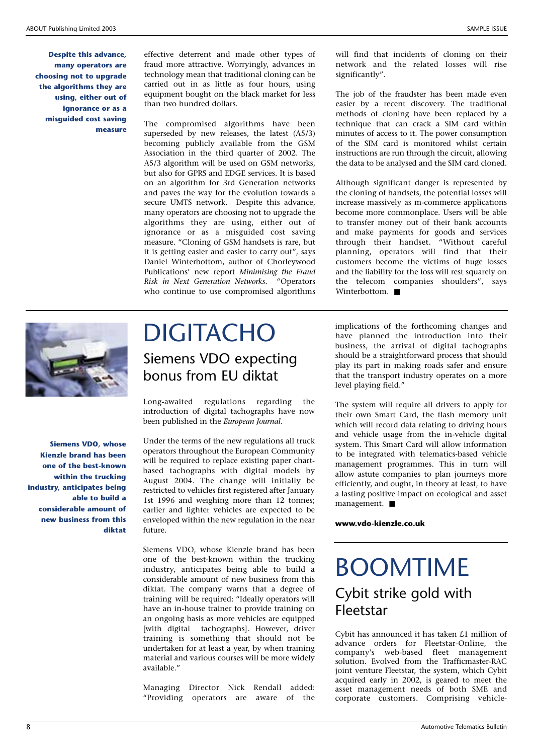**Despite this advance, many operators are choosing not to upgrade the algorithms they are using, either out of ignorance or as a misguided cost saving measure**

effective deterrent and made other types of fraud more attractive. Worryingly, advances in technology mean that traditional cloning can be carried out in as little as four hours, using equipment bought on the black market for less than two hundred dollars.

The compromised algorithms have been superseded by new releases, the latest (A5/3) becoming publicly available from the GSM Association in the third quarter of 2002. The A5/3 algorithm will be used on GSM networks, but also for GPRS and EDGE services. It is based on an algorithm for 3rd Generation networks and paves the way for the evolution towards a secure UMTS network. Despite this advance, many operators are choosing not to upgrade the algorithms they are using, either out of ignorance or as a misguided cost saving measure. "Cloning of GSM handsets is rare, but it is getting easier and easier to carry out", says Daniel Winterbottom, author of Chorleywood Publications' new report *Minimising the Fraud Risk in Next Generation Networks*. "Operators who continue to use compromised algorithms will find that incidents of cloning on their network and the related losses will rise significantly".

The job of the fraudster has been made even easier by a recent discovery. The traditional methods of cloning have been replaced by a technique that can crack a SIM card within minutes of access to it. The power consumption of the SIM card is monitored whilst certain instructions are run through the circuit, allowing the data to be analysed and the SIM card cloned.

Although significant danger is represented by the cloning of handsets, the potential losses will increase massively as m-commerce applications become more commonplace. Users will be able to transfer money out of their bank accounts and make payments for goods and services through their handset. "Without careful planning, operators will find that their customers become the victims of huge losses and the liability for the loss will rest squarely on the telecom companies shoulders", says Winterbottom. ■

# DIGITACHO

## Siemens VDO expecting bonus from EU diktat

**Siemens VDO, whose Kienzle brand has been one of the best-known within the trucking industry, anticipates being able to build a considerable amount of new business from this diktat**

Long-awaited regulations regarding the introduction of digital tachographs have now been published in the *European Journal*.

Under the terms of the new regulations all truck operators throughout the European Community will be required to replace existing paper chart-based tachographs with digital models by August 2004. The change will initially be restricted to vehicles first registered after January 1st 1996 and weighing more than 12 tonnes; earlier and lighter vehicles are expected to be enveloped within the new regulation in the near future.

Siemens VDO, whose Kienzle brand has been one of the best-known within the trucking industry, anticipates being able to build a considerable amount of new business from this diktat. The company warns that a degree of training will be required: "Ideally operators will have an in-house trainer to provide training on an ongoing basis as more vehicles are equipped [with digital tachographs]. However, driver training is something that should not be undertaken for at least a year, by when training material and various courses will be more widely available."

Managing Director Nick Rendall added: "Providing operators are aware of the implications of the forthcoming changes and have planned the introduction into their business, the arrival of digital tachographs should be a straightforward process that should play its part in making roads safer and ensure that the transport industry operates on a more level playing field."

The system will require all drivers to apply for their own Smart Card, the flash memory unit which will record data relating to driving hours and vehicle usage from the in-vehicle digital system. This Smart Card will allow information to be integrated with telematics-based vehicle management programmes. This in turn will allow astute companies to plan journeys more efficiently, and ought, in theory at least, to have a lasting positive impact on ecological and asset management. ■

**www.vdo-kienzle.co.uk**

# BOOMTIME

## Cybit strike gold with Fleetstar

Cybit has announced it has taken £1 million of advance orders for Fleetstar-Online, the company's web-based fleet management solution. Evolved from the Trafficmaster-RAC joint venture Fleetstar, the system, which Cybit acquired early in 2002, is geared to meet the asset management needs of both SME and corporate customers. Comprising vehicle-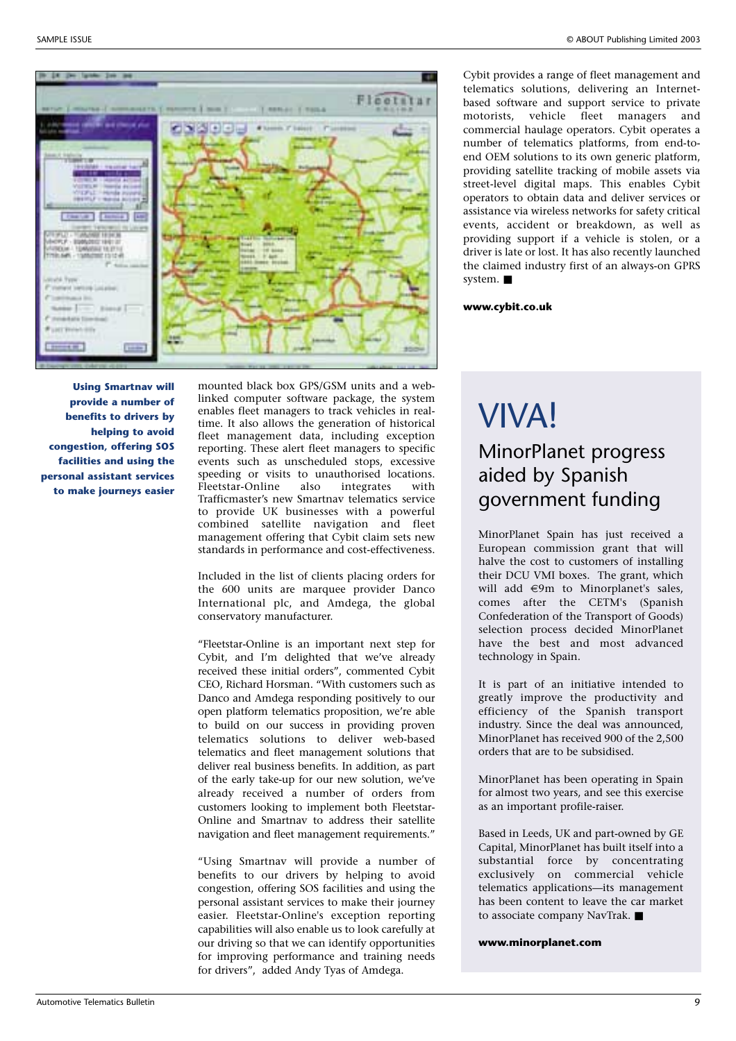mounted black box GPS/GSM units and a web-linked computer software package, the system enables fleet managers to track vehicles in real-time. It also allows the generation of historical fleet management data, including exception reporting. These alert fleet managers to specific events such as unscheduled stops, excessive speeding or visits to unauthorised locations. Fleetstar-Online also integrates with Trafficmaster's new Smartnav telematics service to provide UK businesses with a powerful combined satellite navigation and fleet management offering that Cybit claim sets new standards in performance and cost-effectiveness.

Included in the list of clients placing orders for the 600 units are marquee provider Danco International plc, and Amdega, the global conservatory manufacturer.

"Fleetstar-Online is an important next step for Cybit, and I'm delighted that we've already received these initial orders", commented Cybit CEO, Richard Horsman. "With customers such as Danco and Amdega responding positively to our open platform telematics proposition, we're able to build on our success in providing proven telematics solutions to deliver web-based telematics and fleet management solutions that deliver real business benefits. In addition, as part of the early take-up for our new solution, we've already received a number of orders from customers looking to implement both Fleetstar-Online and Smartnav to address their satellite navigation and fleet management requirements."

**Using Smartnav will provide a number of benefits to drivers by helping to avoid congestion, offering SOS facilities and using the personal assistant services to make journeys easier**

"Using Smartnav will provide a number of benefits to our drivers by helping to avoid congestion, offering SOS facilities and using the personal assistant services to make their journey easier. Fleetstar-Online's exception reporting capabilities will also enable us to look carefully at our driving so that we can identify opportunities for improving performance and training needs for drivers", added Andy Tyas of Amdega.

Cybit provides a range of fleet management and telematics solutions, delivering an Internet-based software and support service to private motorists, vehicle fleet managers and commercial haulage operators. Cybit operates a number of telematics platforms, from end-to-end OEM solutions to its own generic platform, providing satellite tracking of mobile assets via street-level digital maps. This enables Cybit operators to obtain data and deliver services or assistance via wireless networks for safety critical events, accident or breakdown, as well as providing support if a vehicle is stolen, or a driver is late or lost. It has also recently launched the claimed industry first of an always-on GPRS system. ■

**www.cybit.co.uk**

# VIVA!

## MinorPlanet progress aided by Spanish government funding

MinorPlanet Spain has just received a European commission grant that will halve the cost to customers of installing their DCU VMI boxes. The grant, which will add €9m to Minorplanet's sales, comes after the CETM's (Spanish Confederation of the Transport of Goods) selection process decided MinorPlanet have the best and most advanced technology in Spain.

It is part of an initiative intended to greatly improve the productivity and efficiency of the Spanish transport industry. Since the deal was announced, MinorPlanet has received 900 of the 2,500 orders that are to be subsidised.

MinorPlanet has been operating in Spain for almost two years, and see this exercise as an important profile-raiser.

Based in Leeds, UK and part-owned by GE Capital, MinorPlanet has built itself into a substantial force by concentrating exclusively on commercial vehicle telematics applications—its management has been content to leave the car market to associate company NavTrak. ■

**www.minorplanet.com**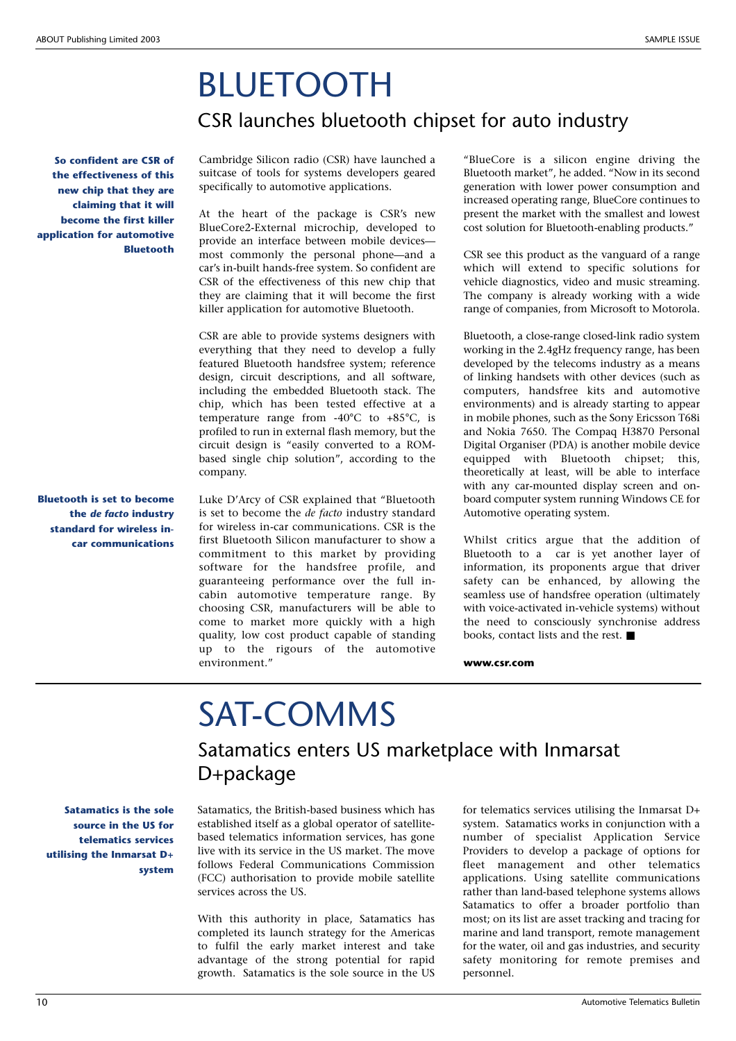# BLUETOOTH

## CSR launches bluetooth chipset for auto industry

**So confident are CSR of the effectiveness of this new chip that they are claiming that it will become the first killer application for automotive Bluetooth**

Cambridge Silicon radio (CSR) have launched a suitcase of tools for systems developers geared specifically to automotive applications.

At the heart of the package is CSR's new BlueCore2-External microchip, developed to provide an interface between mobile devices—most commonly the personal phone—and a car's in-built hands-free system. So confident are CSR of the effectiveness of this new chip that they are claiming that it will become the first killer application for automotive Bluetooth.

CSR are able to provide systems designers with everything that they need to develop a fully featured Bluetooth handsfree system; reference design, circuit descriptions, and all software, including the embedded Bluetooth stack. The chip, which has been tested effective at a temperature range from -40°C to +85°C, is profiled to run in external flash memory, but the circuit design is "easily converted to a ROM-based single chip solution", according to the company.

**Bluetooth is set to become the *de facto* industry standard for wireless in-car communications**

Luke D'Arcy of CSR explained that "Bluetooth is set to become the *de facto* industry standard for wireless in-car communications. CSR is the first Bluetooth Silicon manufacturer to show a commitment to this market by providing software for the handsfree profile, and guaranteeing performance over the full in-cabin automotive temperature range. By choosing CSR, manufacturers will be able to come to market more quickly with a high quality, low cost product capable of standing up to the rigours of the automotive environment."

"BlueCore is a silicon engine driving the Bluetooth market", he added. "Now in its second generation with lower power consumption and increased operating range, BlueCore continues to present the market with the smallest and lowest cost solution for Bluetooth-enabling products."

CSR see this product as the vanguard of a range which will extend to specific solutions for vehicle diagnostics, video and music streaming. The company is already working with a wide range of companies, from Microsoft to Motorola.

Bluetooth, a close-range closed-link radio system working in the 2.4gHz frequency range, has been developed by the telecoms industry as a means of linking handsets with other devices (such as computers, handsfree kits and automotive environments) and is already starting to appear in mobile phones, such as the Sony Ericsson T68i and Nokia 7650. The Compaq H3870 Personal Digital Organiser (PDA) is another mobile device equipped with Bluetooth chipset; this, theoretically at least, will be able to interface with any car-mounted display screen and on-board computer system running Windows CE for Automotive operating system.

Whilst critics argue that the addition of Bluetooth to a car is yet another layer of information, its proponents argue that driver safety can be enhanced, by allowing the seamless use of handsfree operation (ultimately with voice-activated in-vehicle systems) without the need to consciously synchronise address books, contact lists and the rest. ■

**www.csr.com**

# SAT-COMMS

## Satamatics enters US marketplace with Inmarsat D+package

**Satamatics is the sole source in the US for telematics services utilising the Inmarsat D+ system**

Satamatics, the British-based business which has established itself as a global operator of satellite-based telematics information services, has gone live with its service in the US market. The move follows Federal Communications Commission (FCC) authorisation to provide mobile satellite services across the US.

With this authority in place, Satamatics has completed its launch strategy for the Americas to fulfil the early market interest and take advantage of the strong potential for rapid growth. Satamatics is the sole source in the US for telematics services utilising the Inmarsat D+ system. Satamatics works in conjunction with a number of specialist Application Service Providers to develop a package of options for fleet management and other telematics applications. Using satellite communications rather than land-based telephone systems allows Satamatics to offer a broader portfolio than most; on its list are asset tracking and tracing for marine and land transport, remote management for the water, oil and gas industries, and security safety monitoring for remote premises and personnel.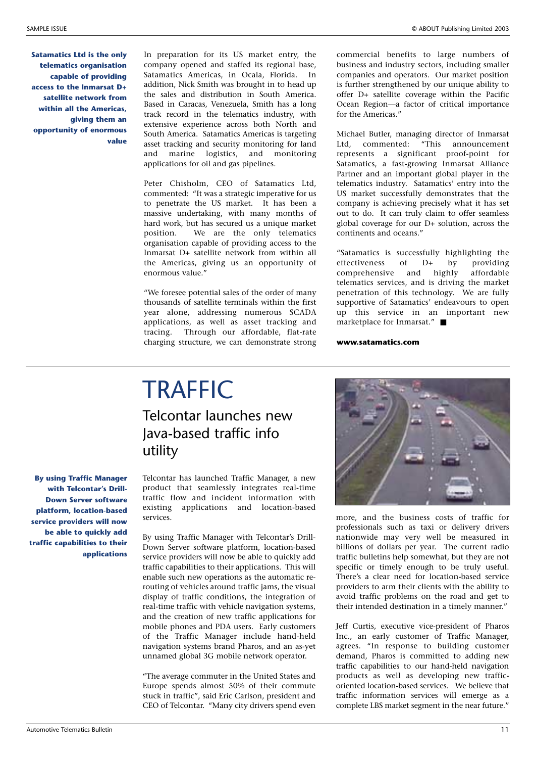**Satamatics Ltd is the only telematics organisation capable of providing access to the Inmarsat D+ satellite network from within all the Americas, giving them an opportunity of enormous value**

In preparation for its US market entry, the company opened and staffed its regional base, Satamatics Americas, in Ocala, Florida. In addition, Nick Smith was brought in to head up the sales and distribution in South America. Based in Caracas, Venezuela, Smith has a long track record in the telematics industry, with extensive experience across both North and South America. Satamatics Americas is targeting asset tracking and security monitoring for land and marine logistics, and monitoring applications for oil and gas pipelines.

Peter Chisholm, CEO of Satamatics Ltd, commented: "It was a strategic imperative for us to penetrate the US market. It has been a massive undertaking, with many months of hard work, but has secured us a unique market position. We are the only telematics organisation capable of providing access to the Inmarsat D+ satellite network from within all the Americas, giving us an opportunity of enormous value."

"We foresee potential sales of the order of many thousands of satellite terminals within the first year alone, addressing numerous SCADA applications, as well as asset tracking and tracing. Through our affordable, flat-rate charging structure, we can demonstrate strong commercial benefits to large numbers of business and industry sectors, including smaller companies and operators. Our market position is further strengthened by our unique ability to offer D+ satellite coverage within the Pacific Ocean Region—a factor of critical importance for the Americas."

Michael Butler, managing director of Inmarsat Ltd, commented: "This announcement represents a significant proof-point for Satamatics, a fast-growing Inmarsat Alliance Partner and an important global player in the telematics industry. Satamatics' entry into the US market successfully demonstrates that the company is achieving precisely what it has set out to do. It can truly claim to offer seamless global coverage for our D+ solution, across the continents and oceans."

"Satamatics is successfully highlighting the effectiveness of D+ by providing comprehensive and highly affordable telematics services, and is driving the market penetration of this technology. We are fully supportive of Satamatics' endeavours to open up this service in an important new marketplace for Inmarsat." ■

**www.satamatics.com**

# TRAFFIC

## Telcontar launches new Java-based traffic info utility

**By using Traffic Manager with Telcontar's Drill-Down Server software platform, location-based service providers will now be able to quickly add traffic capabilities to their applications**

Telcontar has launched Traffic Manager, a new product that seamlessly integrates real-time traffic flow and incident information with existing applications and location-based services.

By using Traffic Manager with Telcontar's Drill-Down Server software platform, location-based service providers will now be able to quickly add traffic capabilities to their applications. This will enable such new operations as the automatic re-routing of vehicles around traffic jams, the visual display of traffic conditions, the integration of real-time traffic with vehicle navigation systems, and the creation of new traffic applications for mobile phones and PDA users. Early customers of the Traffic Manager include hand-held navigation systems brand Pharos, and an as-yet unnamed global 3G mobile network operator.

"The average commuter in the United States and Europe spends almost 50% of their commute stuck in traffic", said Eric Carlson, president and CEO of Telcontar. "Many city drivers spend even more, and the business costs of traffic for professionals such as taxi or delivery drivers nationwide may very well be measured in billions of dollars per year. The current radio traffic bulletins help somewhat, but they are not specific or timely enough to be truly useful. There's a clear need for location-based service providers to arm their clients with the ability to avoid traffic problems on the road and get to their intended destination in a timely manner."

Jeff Curtis, executive vice-president of Pharos Inc., an early customer of Traffic Manager, agrees. "In response to building customer demand, Pharos is committed to adding new traffic capabilities to our hand-held navigation products as well as developing new traffic-oriented location-based services. We believe that traffic information services will emerge as a complete LBS market segment in the near future."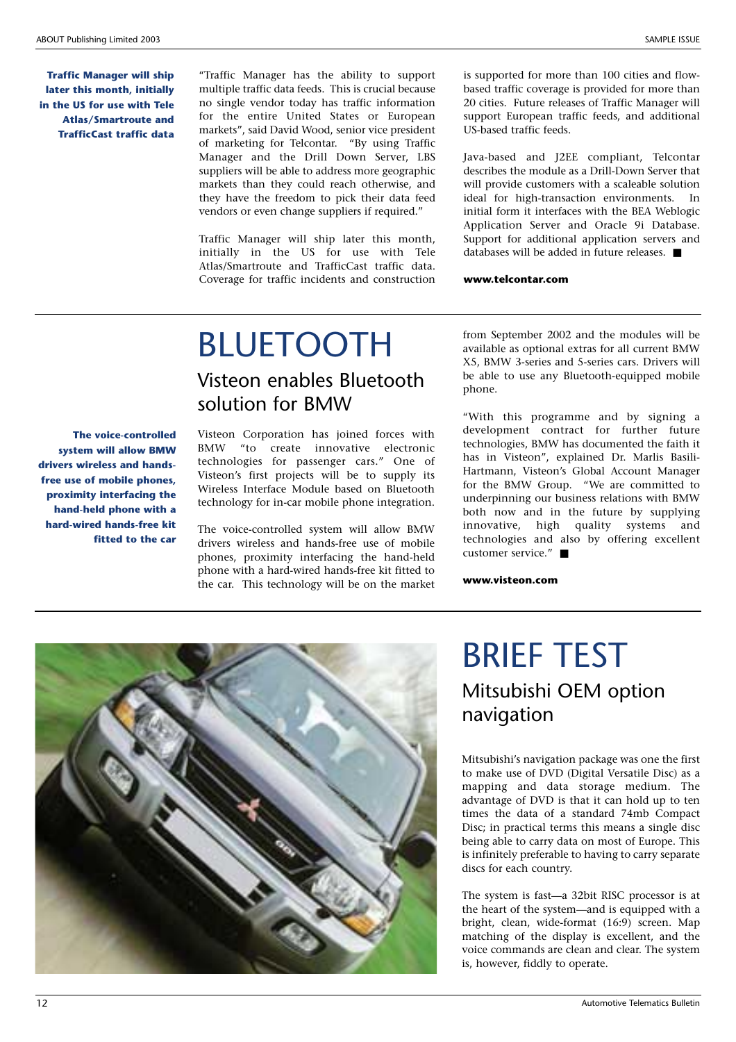**Traffic Manager will ship later this month, initially in the US for use with Tele Atlas/Smartroute and TrafficCast traffic data**

"Traffic Manager has the ability to support multiple traffic data feeds. This is crucial because no single vendor today has traffic information for the entire United States or European markets", said David Wood, senior vice president of marketing for Telcontar. "By using Traffic Manager and the Drill Down Server, LBS suppliers will be able to address more geographic markets than they could reach otherwise, and they have the freedom to pick their data feed vendors or even change suppliers if required."

Traffic Manager will ship later this month, initially in the US for use with Tele Atlas/Smartroute and TrafficCast traffic data. Coverage for traffic incidents and construction is supported for more than 100 cities and flow-based traffic coverage is provided for more than 20 cities. Future releases of Traffic Manager will support European traffic feeds, and additional US-based traffic feeds.

Java-based and J2EE compliant, Telcontar describes the module as a Drill-Down Server that will provide customers with a scaleable solution ideal for high-transaction environments. In initial form it interfaces with the BEA Weblogic Application Server and Oracle 9i Database. Support for additional application servers and databases will be added in future releases. ■

**www.telcontar.com**

# BLUETOOTH

## Visteon enables Bluetooth solution for BMW

**The voice-controlled system will allow BMW drivers wireless and hands-free use of mobile phones, proximity interfacing the hand-held phone with a hard-wired hands-free kit fitted to the car**

Visteon Corporation has joined forces with BMW "to create innovative electronic technologies for passenger cars." One of Visteon's first projects will be to supply its Bluetooth Wireless Interface Module based on Bluetooth technology for in-car mobile phone integration.

The voice-controlled system will allow BMW drivers wireless and hands-free use of mobile phones, proximity interfacing the hand-held phone with a hard-wired hands-free kit fitted to the car. This technology will be on the market from September 2002 and the modules will be available as optional extras for all current BMW X5, BMW 3-series and 5-series cars. Drivers will be able to use any Bluetooth-equipped mobile phone.

"With this programme and by signing a development contract for further future technologies, BMW has documented the faith it has in Visteon", explained Dr. Marlis Basili-Hartmann, Visteon's Global Account Manager for the BMW Group. "We are committed to underpinning our business relations with BMW both now and in the future by supplying innovative, high quality systems and technologies and also by offering excellent customer service." ■

**www.visteon.com**

# BRIEF TEST

## Mitsubishi OEM option navigation

Mitsubishi's navigation package was one the first to make use of DVD (Digital Versatile Disc) as a mapping and data storage medium. The advantage of DVD is that it can hold up to ten times the data of a standard 74mb Compact Disc; in practical terms this means a single disc being able to carry data on most of Europe. This is infinitely preferable to having to carry separate discs for each country.

The system is fast—a 32bit RISC processor is at the heart of the system—and is equipped with a bright, clean, wide-format (16:9) screen. Map matching of the display is excellent, and the voice commands are clean and clear. The system is, however, fiddly to operate.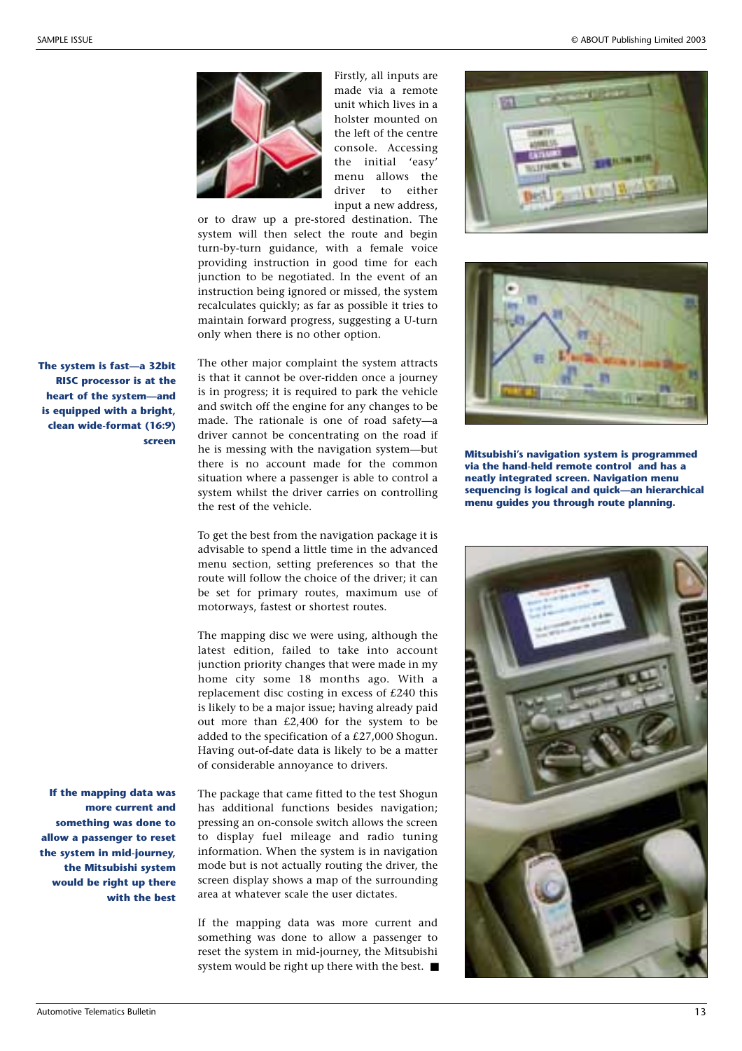Firstly, all inputs are made via a remote unit which lives in a holster mounted on the left of the centre console. Accessing the initial 'easy' menu allows the driver to either input a new address, or to draw up a pre-stored destination. The system will then select the route and begin turn-by-turn guidance, with a female voice providing instruction in good time for each junction to be negotiated. In the event of an instruction being ignored or missed, the system recalculates quickly; as far as possible it tries to maintain forward progress, suggesting a U-turn only when there is no other option.

**The system is fast—a 32bit RISC processor is at the heart of the system—and is equipped with a bright, clean wide-format (16:9) screen**

The other major complaint the system attracts is that it cannot be over-ridden once a journey is in progress; it is required to park the vehicle and switch off the engine for any changes to be made. The rationale is one of road safety—a driver cannot be concentrating on the road if he is messing with the navigation system—but there is no account made for the common situation where a passenger is able to control a system whilst the driver carries on controlling the rest of the vehicle.

To get the best from the navigation package it is advisable to spend a little time in the advanced menu section, setting preferences so that the route will follow the choice of the driver; it can be set for primary routes, maximum use of motorways, fastest or shortest routes.

The mapping disc we were using, although the latest edition, failed to take into account junction priority changes that were made in my home city some 18 months ago. With a replacement disc costing in excess of £240 this is likely to be a major issue; having already paid out more than £2,400 for the system to be added to the specification of a £27,000 Shogun. Having out-of-date data is likely to be a matter of considerable annoyance to drivers.

**If the mapping data was more current and something was done to allow a passenger to reset the system in mid-journey, the Mitsubishi system would be right up there with the best**

The package that came fitted to the test Shogun has additional functions besides navigation; pressing an on-console switch allows the screen to display fuel mileage and radio tuning information. When the system is in navigation mode but is not actually routing the driver, the screen display shows a map of the surrounding area at whatever scale the user dictates.

If the mapping data was more current and something was done to allow a passenger to reset the system in mid-journey, the Mitsubishi system would be right up there with the best. ■

**Mitsubishi's navigation system is programmed via the hand-held remote control and has a neatly integrated screen. Navigation menu sequencing is logical and quick—an hierarchical menu guides you through route planning.**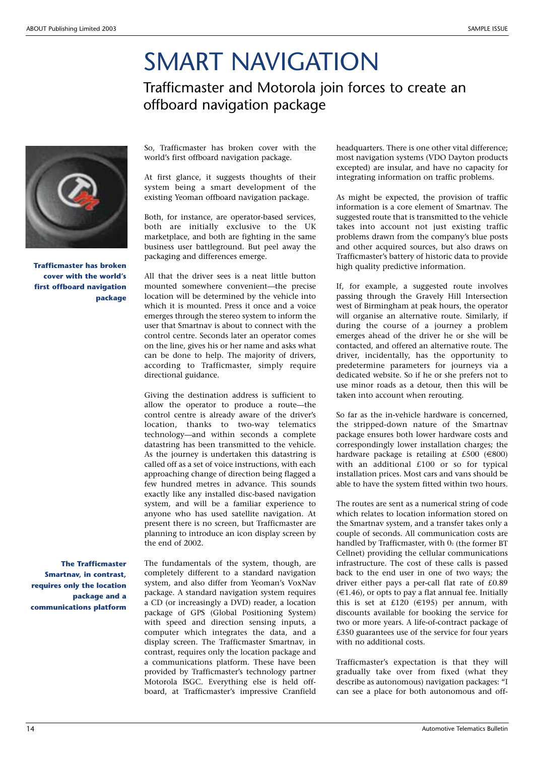# SMART NAVIGATION

## Trafficmaster and Motorola join forces to create an offboard navigation package

**Trafficmaster has broken cover with the world's first offboard navigation package**

So, Trafficmaster has broken cover with the world's first offboard navigation package.

At first glance, it suggests thoughts of their system being a smart development of the existing Yeoman offboard navigation package.

Both, for instance, are operator-based services, both are initially exclusive to the UK marketplace, and both are fighting in the same business user battleground. But peel away the packaging and differences emerge.

All that the driver sees is a neat little button mounted somewhere convenient—the precise location will be determined by the vehicle into which it is mounted. Press it once and a voice emerges through the stereo system to inform the user that Smartnav is about to connect with the control centre. Seconds later an operator comes on the line, gives his or her name and asks what can be done to help. The majority of drivers, according to Trafficmaster, simply require directional guidance.

Giving the destination address is sufficient to allow the operator to produce a route—the control centre is already aware of the driver's location, thanks to two-way telematics technology—and within seconds a complete datastring has been transmitted to the vehicle. As the journey is undertaken this datastring is called off as a set of voice instructions, with each approaching change of direction being flagged a few hundred metres in advance. This sounds exactly like any installed disc-based navigation system, and will be a familiar experience to anyone who has used satellite navigation. At present there is no screen, but Trafficmaster are planning to introduce an icon display screen by the end of 2002.

**The Trafficmaster Smartnav, in contrast, requires only the location package and a communications platform**

The fundamentals of the system, though, are completely different to a standard navigation system, and also differ from Yeoman's VoxNav package. A standard navigation system requires a CD (or increasingly a DVD) reader, a location package of GPS (Global Positioning System) with speed and direction sensing inputs, a computer which integrates the data, and a display screen. The Trafficmaster Smartnav, in contrast, requires only the location package and a communications platform. These have been provided by Trafficmaster's technology partner Motorola ISGC. Everything else is held off-board, at Trafficmaster's impressive Cranfield headquarters. There is one other vital difference; most navigation systems (VDO Dayton products excepted) are insular, and have no capacity for integrating information on traffic problems.

As might be expected, the provision of traffic information is a core element of Smartnav. The suggested route that is transmitted to the vehicle takes into account not just existing traffic problems drawn from the company's blue posts and other acquired sources, but also draws on Trafficmaster's battery of historic data to provide high quality predictive information.

If, for example, a suggested route involves passing through the Gravely Hill Intersection west of Birmingham at peak hours, the operator will organise an alternative route. Similarly, if during the course of a journey a problem emerges ahead of the driver he or she will be contacted, and offered an alternative route. The driver, incidentally, has the opportunity to predetermine parameters for journeys via a dedicated website. So if he or she prefers not to use minor roads as a detour, then this will be taken into account when rerouting.

So far as the in-vehicle hardware is concerned, the stripped-down nature of the Smartnav package ensures both lower hardware costs and correspondingly lower installation charges; the hardware package is retailing at £500 (€800) with an additional £100 or so for typical installation prices. Most cars and vans should be able to have the system fitted within two hours.

The routes are sent as a numerical string of code which relates to location information stored on the Smartnav system, and a transfer takes only a couple of seconds. All communication costs are handled by Trafficmaster, with $O_2$ (the former BT Cellnet) providing the cellular communications infrastructure. The cost of these calls is passed back to the end user in one of two ways; the driver either pays a per-call flat rate of £0.89 (€1.46), or opts to pay a flat annual fee. Initially this is set at £120 (€195) per annum, with discounts available for booking the service for two or more years. A life-of-contract package of £350 guarantees use of the service for four years with no additional costs.

Trafficmaster's expectation is that they will gradually take over from fixed (what they describe as autonomous) navigation packages: "I can see a place for both autonomous and off-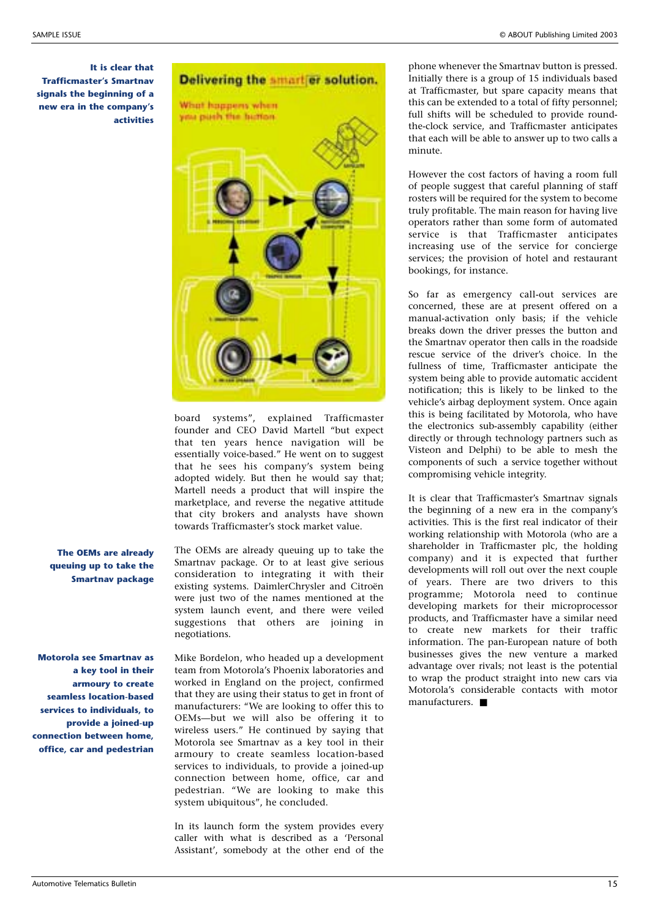**It is clear that Trafficmaster's Smartnav signals the beginning of a new era in the company's activities**

board systems", explained Trafficmaster founder and CEO David Martell "but expect that ten years hence navigation will be essentially voice-based." He went on to suggest that he sees his company's system being adopted widely. But then he would say that; Martell needs a product that will inspire the marketplace, and reverse the negative attitude that city brokers and analysts have shown towards Trafficmaster's stock market value.

**The OEMs are already queuing up to take the Smartnav package**

The OEMs are already queuing up to take the Smartnav package. Or to at least give serious consideration to integrating it with their existing systems. DaimlerChrysler and Citroën were just two of the names mentioned at the system launch event, and there were veiled suggestions that others are joining in negotiations.

**Motorola see Smartnav as a key tool in their armoury to create seamless location-based services to individuals, to provide a joined-up connection between home, office, car and pedestrian**

Mike Bordelon, who headed up a development team from Motorola's Phoenix laboratories and worked in England on the project, confirmed that they are using their status to get in front of manufacturers: "We are looking to offer this to OEMs—but we will also be offering it to wireless users." He continued by saying that Motorola see Smartnav as a key tool in their armoury to create seamless location-based services to individuals, to provide a joined-up connection between home, office, car and pedestrian. "We are looking to make this system ubiquitous", he concluded.

In its launch form the system provides every caller with what is described as a 'Personal Assistant', somebody at the other end of the phone whenever the Smartnav button is pressed. Initially there is a group of 15 individuals based at Trafficmaster, but spare capacity means that this can be extended to a total of fifty personnel; full shifts will be scheduled to provide round-the-clock service, and Trafficmaster anticipates that each will be able to answer up to two calls a minute.

However the cost factors of having a room full of people suggest that careful planning of staff rosters will be required for the system to become truly profitable. The main reason for having live operators rather than some form of automated service is that Trafficmaster anticipates increasing use of the service for concierge services; the provision of hotel and restaurant bookings, for instance.

So far as emergency call-out services are concerned, these are at present offered on a manual-activation only basis; if the vehicle breaks down the driver presses the button and the Smartnav operator then calls in the roadside rescue service of the driver's choice. In the fullness of time, Trafficmaster anticipate the system being able to provide automatic accident notification; this is likely to be linked to the vehicle's airbag deployment system. Once again this is being facilitated by Motorola, who have the electronics sub-assembly capability (either directly or through technology partners such as Visteon and Delphi) to be able to mesh the components of such a service together without compromising vehicle integrity.

It is clear that Trafficmaster's Smartnav signals the beginning of a new era in the company's activities. This is the first real indicator of their working relationship with Motorola (who are a shareholder in Trafficmaster plc, the holding company) and it is expected that further developments will roll out over the next couple of years. There are two drivers to this programme; Motorola need to continue developing markets for their microprocessor products, and Trafficmaster have a similar need to create new markets for their traffic information. The pan-European nature of both businesses gives the new venture a marked advantage over rivals; not least is the potential to wrap the product straight into new cars via Motorola's considerable contacts with motor manufacturers. ■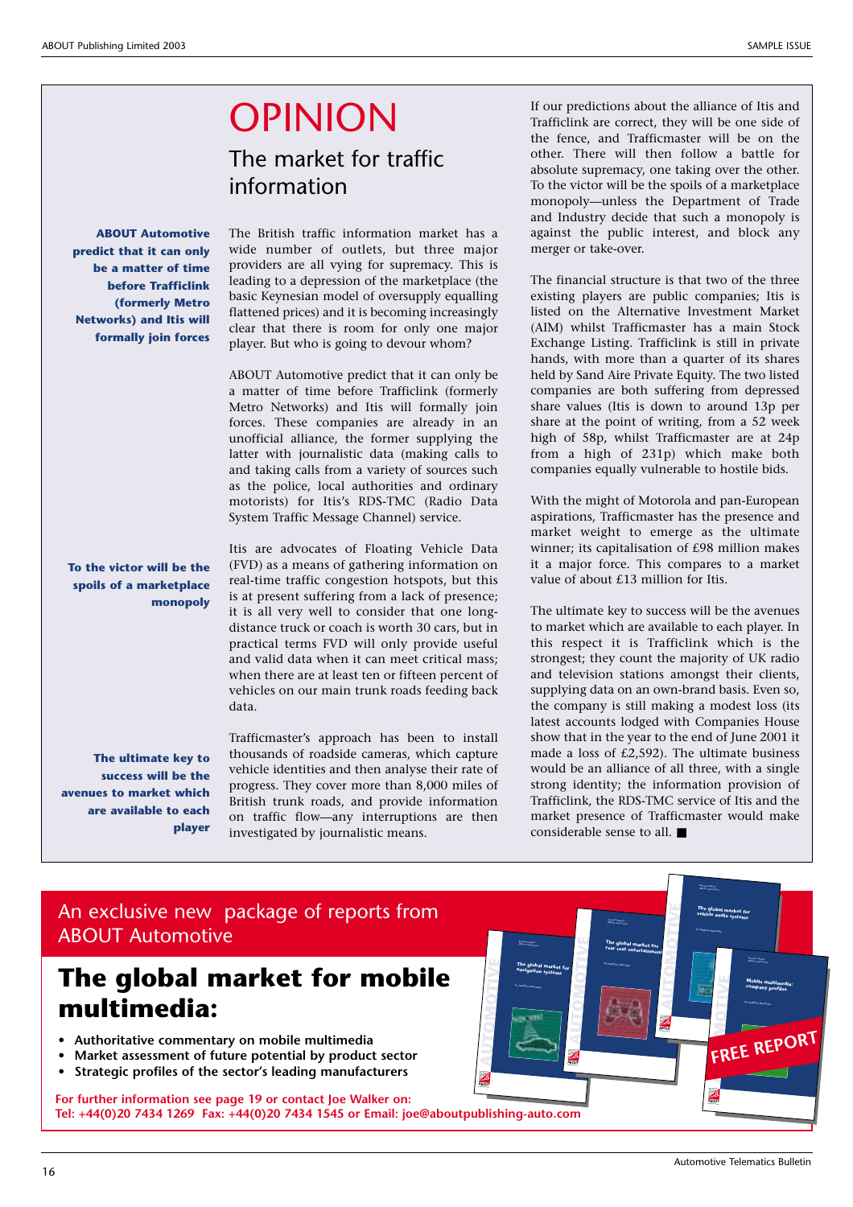# OPINION

## The market for traffic information

**ABOUT Automotive predict that it can only be a matter of time before Trafficlink (formerly Metro Networks) and Itis will formally join forces**

The British traffic information market has a wide number of outlets, but three major providers are all vying for supremacy. This is leading to a depression of the marketplace (the basic Keynesian model of oversupply equalling flattened prices) and it is becoming increasingly clear that there is room for only one major player. But who is going to devour whom?

ABOUT Automotive predict that it can only be a matter of time before Trafficlink (formerly Metro Networks) and Itis will formally join forces. These companies are already in an unofficial alliance, the former supplying the latter with journalistic data (making calls to and taking calls from a variety of sources such as the police, local authorities and ordinary motorists) for Itis's RDS-TMC (Radio Data System Traffic Message Channel) service.

**To the victor will be the spoils of a marketplace monopoly**

Itis are advocates of Floating Vehicle Data (FVD) as a means of gathering information on real-time traffic congestion hotspots, but this is at present suffering from a lack of presence; it is all very well to consider that one long-distance truck or coach is worth 30 cars, but in practical terms FVD will only provide useful and valid data when it can meet critical mass; when there are at least ten or fifteen percent of vehicles on our main trunk roads feeding back data.

**The ultimate key to success will be the avenues to market which are available to each player**

Trafficmaster's approach has been to install thousands of roadside cameras, which capture vehicle identities and then analyse their rate of progress. They cover more than 8,000 miles of British trunk roads, and provide information on traffic flow—any interruptions are then investigated by journalistic means.

If our predictions about the alliance of Itis and Trafficlink are correct, they will be one side of the fence, and Trafficmaster will be on the other. There will then follow a battle for absolute supremacy, one taking over the other. To the victor will be the spoils of a marketplace monopoly—unless the Department of Trade and Industry decide that such a monopoly is against the public interest, and block any merger or take-over.

The financial structure is that two of the three existing players are public companies; Itis is listed on the Alternative Investment Market (AIM) whilst Trafficmaster has a main Stock Exchange Listing. Trafficlink is still in private hands, with more than a quarter of its shares held by Sand Aire Private Equity. The two listed companies are both suffering from depressed share values (Itis is down to around 13p per share at the point of writing, from a 52 week high of 58p, whilst Trafficmaster are at 24p from a high of 231p) which make both companies equally vulnerable to hostile bids.

With the might of Motorola and pan-European aspirations, Trafficmaster has the presence and market weight to emerge as the ultimate winner; its capitalisation of £98 million makes it a major force. This compares to a market value of about £13 million for Itis.

The ultimate key to success will be the avenues to market which are available to each player. In this respect it is Trafficlink which is the strongest; they count the majority of UK radio and television stations amongst their clients, supplying data on an own-brand basis. Even so, the company is still making a modest loss (its latest accounts lodged with Companies House show that in the year to the end of June 2001 it made a loss of £2,592). The ultimate business would be an alliance of all three, with a single strong identity; the information provision of Trafficlink, the RDS-TMC service of Itis and the market presence of Trafficmaster would make considerable sense to all. ■

---

An exclusive new package of reports from ABOUT Automotive

# The global market for mobile multimedia:

- **Authoritative commentary on mobile multimedia**
- **Market assessment of future potential by product sector**
- **Strategic profiles of the sector's leading manufacturers**

FREE REPORT

**For further information see page 19 or contact Joe Walker on:**
**Tel: +44(0)20 7434 1269 Fax: +44(0)20 7434 1545 or Email: joe@aboutpublishing-auto.com**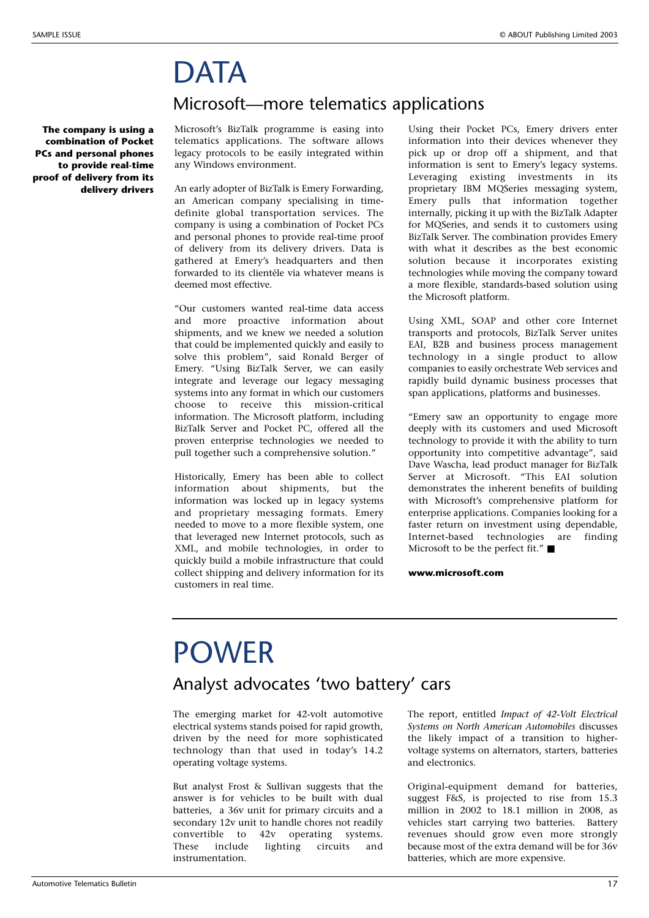# DATA

## Microsoft—more telematics applications

**The company is using a combination of Pocket PCs and personal phones to provide real-time proof of delivery from its delivery drivers**

Microsoft's BizTalk programme is easing into telematics applications. The software allows legacy protocols to be easily integrated within any Windows environment.

An early adopter of BizTalk is Emery Forwarding, an American company specialising in time-definite global transportation services. The company is using a combination of Pocket PCs and personal phones to provide real-time proof of delivery from its delivery drivers. Data is gathered at Emery's headquarters and then forwarded to its clientéle via whatever means is deemed most effective.

"Our customers wanted real-time data access and more proactive information about shipments, and we knew we needed a solution that could be implemented quickly and easily to solve this problem", said Ronald Berger of Emery. "Using BizTalk Server, we can easily integrate and leverage our legacy messaging systems into any format in which our customers choose to receive this mission-critical information. The Microsoft platform, including BizTalk Server and Pocket PC, offered all the proven enterprise technologies we needed to pull together such a comprehensive solution."

Historically, Emery has been able to collect information about shipments, but the information was locked up in legacy systems and proprietary messaging formats. Emery needed to move to a more flexible system, one that leveraged new Internet protocols, such as XML, and mobile technologies, in order to quickly build a mobile infrastructure that could collect shipping and delivery information for its customers in real time.

Using their Pocket PCs, Emery drivers enter information into their devices whenever they pick up or drop off a shipment, and that information is sent to Emery's legacy systems. Leveraging existing investments in its proprietary IBM MQSeries messaging system, Emery pulls that information together internally, picking it up with the BizTalk Adapter for MQSeries, and sends it to customers using BizTalk Server. The combination provides Emery with what it describes as the best economic solution because it incorporates existing technologies while moving the company toward a more flexible, standards-based solution using the Microsoft platform.

Using XML, SOAP and other core Internet transports and protocols, BizTalk Server unites EAI, B2B and business process management technology in a single product to allow companies to easily orchestrate Web services and rapidly build dynamic business processes that span applications, platforms and businesses.

"Emery saw an opportunity to engage more deeply with its customers and used Microsoft technology to provide it with the ability to turn opportunity into competitive advantage", said Dave Wascha, lead product manager for BizTalk Server at Microsoft. "This EAI solution demonstrates the inherent benefits of building with Microsoft's comprehensive platform for enterprise applications. Companies looking for a faster return on investment using dependable, Internet-based technologies are finding Microsoft to be the perfect fit." ■

**www.microsoft.com**

# POWER

## Analyst advocates 'two battery' cars

The emerging market for 42-volt automotive electrical systems stands poised for rapid growth, driven by the need for more sophisticated technology than that used in today's 14.2 operating voltage systems.

But analyst Frost & Sullivan suggests that the answer is for vehicles to be built with dual batteries, a 36v unit for primary circuits and a secondary 12v unit to handle chores not readily convertible to 42v operating systems. These include lighting circuits and instrumentation.

The report, entitled *Impact of 42-Volt Electrical Systems on North American Automobiles* discusses the likely impact of a transition to higher-voltage systems on alternators, starters, batteries and electronics.

Original-equipment demand for batteries, suggest F&S, is projected to rise from 15.3 million in 2002 to 18.1 million in 2008, as vehicles start carrying two batteries. Battery revenues should grow even more strongly because most of the extra demand will be for 36v batteries, which are more expensive.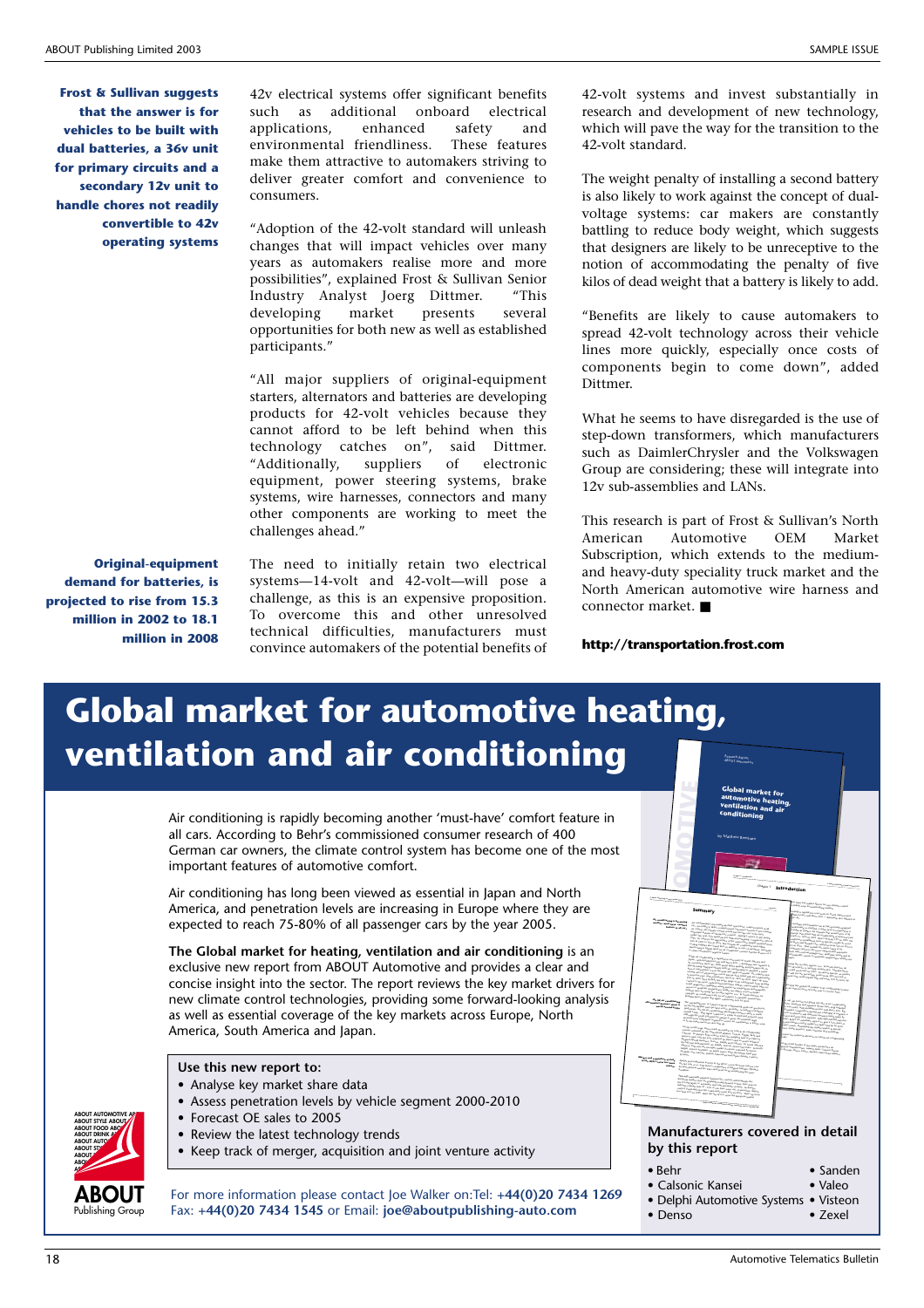**Frost & Sullivan suggests that the answer is for vehicles to be built with dual batteries, a 36v unit for primary circuits and a secondary 12v unit to handle chores not readily convertible to 42v operating systems**

42v electrical systems offer significant benefits such as additional onboard electrical applications, enhanced safety and environmental friendliness. These features make them attractive to automakers striving to deliver greater comfort and convenience to consumers.

"Adoption of the 42-volt standard will unleash changes that will impact vehicles over many years as automakers realise more and more possibilities", explained Frost & Sullivan Senior Industry Analyst Joerg Dittmer. "This developing market presents several opportunities for both new as well as established participants."

"All major suppliers of original-equipment starters, alternators and batteries are developing products for 42-volt vehicles because they cannot afford to be left behind when this technology catches on", said Dittmer. "Additionally, suppliers of electronic equipment, power steering systems, brake systems, wire harnesses, connectors and many other components are working to meet the challenges ahead."

**Original-equipment demand for batteries, is projected to rise from 15.3 million in 2002 to 18.1 million in 2008**

The need to initially retain two electrical systems—14-volt and 42-volt—will pose a challenge, as this is an expensive proposition. To overcome this and other unresolved technical difficulties, manufacturers must convince automakers of the potential benefits of 42-volt systems and invest substantially in research and development of new technology, which will pave the way for the transition to the 42-volt standard.

The weight penalty of installing a second battery is also likely to work against the concept of dual-voltage systems: car makers are constantly battling to reduce body weight, which suggests that designers are likely to be unreceptive to the notion of accommodating the penalty of five kilos of dead weight that a battery is likely to add.

"Benefits are likely to cause automakers to spread 42-volt technology across their vehicle lines more quickly, especially once costs of components begin to come down", added Dittmer.

What he seems to have disregarded is the use of step-down transformers, which manufacturers such as DaimlerChrysler and the Volkswagen Group are considering; these will integrate into 12v sub-assemblies and LANs.

This research is part of Frost & Sullivan's North American Automotive OEM Market Subscription, which extends to the medium- and heavy-duty speciality truck market and the North American automotive wire harness and connector market. ■

**http://transportation.frost.com**

# Global market for automotive heating, ventilation and air conditioning

Air conditioning is rapidly becoming another 'must-have' comfort feature in all cars. According to Behr's commissioned consumer research of 400 German car owners, the climate control system has become one of the most important features of automotive comfort.

Air conditioning has long been viewed as essential in Japan and North America, and penetration levels are increasing in Europe where they are expected to reach 75-80% of all passenger cars by the year 2005.

**The Global market for heating, ventilation and air conditioning** is an exclusive new report from ABOUT Automotive and provides a clear and concise insight into the sector. The report reviews the key market drivers for new climate control technologies, providing some forward-looking analysis as well as essential coverage of the key markets across Europe, North America, South America and Japan.

**Use this new report to:**

- Analyse key market share data
- Assess penetration levels by vehicle segment 2000-2010
- Forecast OE sales to 2005
- Review the latest technology trends
- Keep track of merger, acquisition and joint venture activity

**Manufacturers covered in detail by this report**

- Behr
- Calsonic Kansei
- Delphi Automotive Systems
- Denso
- Sanden
- Valeo
- Visteon
- Zexel

For more information please contact Joe Walker on:Tel: **+44(0)20 7434 1269** Fax: **+44(0)20 7434 1545** or Email: **joe@aboutpublishing-auto.com**

ABOUT Publishing Group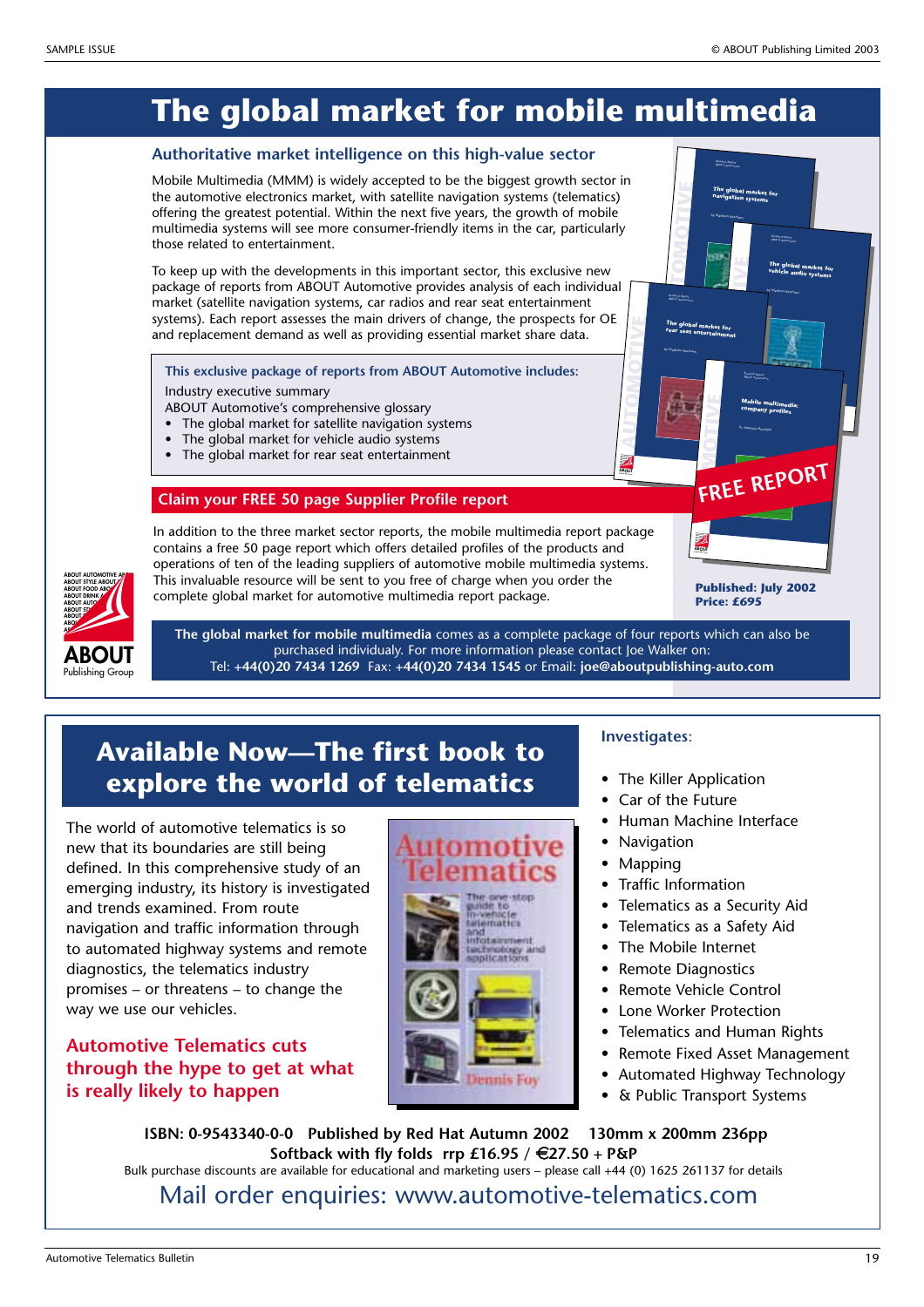# The global market for mobile multimedia

## Authoritative market intelligence on this high-value sector

Mobile Multimedia (MMM) is widely accepted to be the biggest growth sector in the automotive electronics market, with satellite navigation systems (telematics) offering the greatest potential. Within the next five years, the growth of mobile multimedia systems will see more consumer-friendly items in the car, particularly those related to entertainment.

To keep up with the developments in this important sector, this exclusive new package of reports from ABOUT Automotive provides analysis of each individual market (satellite navigation systems, car radios and rear seat entertainment systems). Each report assesses the main drivers of change, the prospects for OE and replacement demand as well as providing essential market share data.

**This exclusive package of reports from ABOUT Automotive includes:**

Industry executive summary
ABOUT Automotive's comprehensive glossary

- The global market for satellite navigation systems
- The global market for vehicle audio systems
- The global market for rear seat entertainment

FREE REPORT

### Claim your FREE 50 page Supplier Profile report

In addition to the three market sector reports, the mobile multimedia report package contains a free 50 page report which offers detailed profiles of the products and operations of ten of the leading suppliers of automotive mobile multimedia systems. This invaluable resource will be sent to you free of charge when you order the complete global market for automotive multimedia report package.

**Published: July 2002**
**Price: £695**

**The global market for mobile multimedia** comes as a complete package of four reports which can also be purchased individualy. For more information please contact Joe Walker on:
Tel: **+44(0)20 7434 1269** Fax: **+44(0)20 7434 1545** or Email: **joe@aboutpublishing-auto.com**

ABOUT Publishing Group

# Available Now—The first book to explore the world of telematics

The world of automotive telematics is so new that its boundaries are still being defined. In this comprehensive study of an emerging industry, its history is investigated and trends examined. From route navigation and traffic information through to automated highway systems and remote diagnostics, the telematics industry promises – or threatens – to change the way we use our vehicles.

**Automotive Telematics cuts through the hype to get at what is really likely to happen**

**Investigates:**

- The Killer Application
- Car of the Future
- Human Machine Interface
- Navigation
- Mapping
- Traffic Information
- Telematics as a Security Aid
- Telematics as a Safety Aid
- The Mobile Internet
- Remote Diagnostics
- Remote Vehicle Control
- Lone Worker Protection
- Telematics and Human Rights
- Remote Fixed Asset Management
- Automated Highway Technology
- & Public Transport Systems

**ISBN: 0-9543340-0-0 Published by Red Hat Autumn 2002 130mm x 200mm 236pp**
**Softback with fly folds rrp £16.95 / €27.50 + P&P**

Bulk purchase discounts are available for educational and marketing users – please call +44 (0) 1625 261137 for details

Mail order enquiries: www.automotive-telematics.com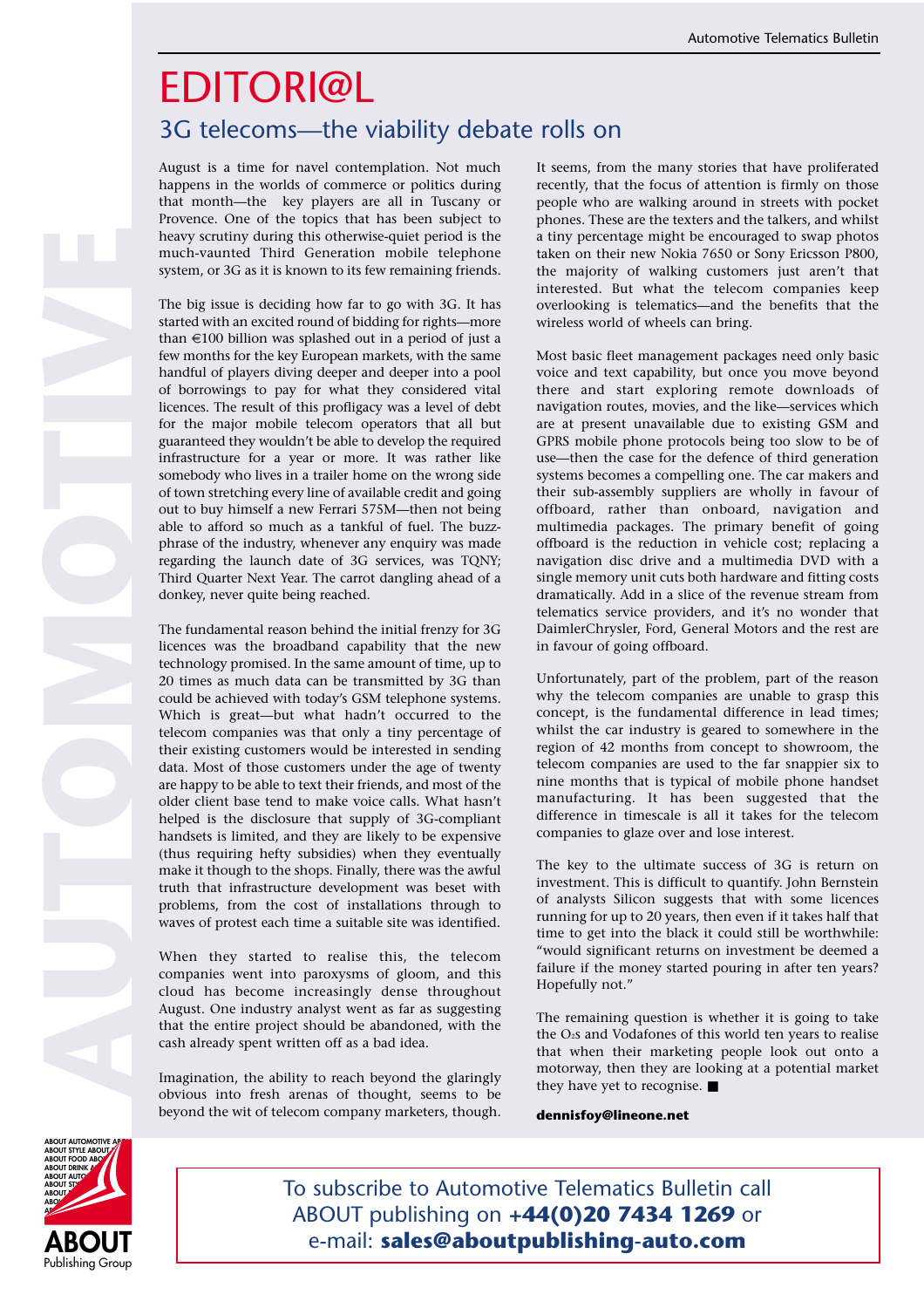# EDITORI@L

## 3G telecoms—the viability debate rolls on

August is a time for navel contemplation. Not much happens in the worlds of commerce or politics during that month—the key players are all in Tuscany or Provence. One of the topics that has been subject to heavy scrutiny during this otherwise-quiet period is the much-vaunted Third Generation mobile telephone system, or 3G as it is known to its few remaining friends.

The big issue is deciding how far to go with 3G. It has started with an excited round of bidding for rights—more than €100 billion was splashed out in a period of just a few months for the key European markets, with the same handful of players diving deeper and deeper into a pool of borrowings to pay for what they considered vital licences. The result of this profligacy was a level of debt for the major mobile telecom operators that all but guaranteed they wouldn't be able to develop the required infrastructure for a year or more. It was rather like somebody who lives in a trailer home on the wrong side of town stretching every line of available credit and going out to buy himself a new Ferrari 575M—then not being able to afford so much as a tankful of fuel. The buzz-phrase of the industry, whenever any enquiry was made regarding the launch date of 3G services, was TQNY; Third Quarter Next Year. The carrot dangling ahead of a donkey, never quite being reached.

The fundamental reason behind the initial frenzy for 3G licences was the broadband capability that the new technology promised. In the same amount of time, up to 20 times as much data can be transmitted by 3G than could be achieved with today's GSM telephone systems. Which is great—but what hadn't occurred to the telecom companies was that only a tiny percentage of their existing customers would be interested in sending data. Most of those customers under the age of twenty are happy to be able to text their friends, and most of the older client base tend to make voice calls. What hasn't helped is the disclosure that supply of 3G-compliant handsets is limited, and they are likely to be expensive (thus requiring hefty subsidies) when they eventually make it though to the shops. Finally, there was the awful truth that infrastructure development was beset with problems, from the cost of installations through to waves of protest each time a suitable site was identified.

When they started to realise this, the telecom companies went into paroxysms of gloom, and this cloud has become increasingly dense throughout August. One industry analyst went as far as suggesting that the entire project should be abandoned, with the cash already spent written off as a bad idea.

Imagination, the ability to reach beyond the glaringly obvious into fresh arenas of thought, seems to be beyond the wit of telecom company marketers, though.

It seems, from the many stories that have proliferated recently, that the focus of attention is firmly on those people who are walking around in streets with pocket phones. These are the texters and the talkers, and whilst a tiny percentage might be encouraged to swap photos taken on their new Nokia 7650 or Sony Ericsson P800, the majority of walking customers just aren't that interested. But what the telecom companies keep overlooking is telematics—and the benefits that the wireless world of wheels can bring.

Most basic fleet management packages need only basic voice and text capability, but once you move beyond there and start exploring remote downloads of navigation routes, movies, and the like—services which are at present unavailable due to existing GSM and GPRS mobile phone protocols being too slow to be of use—then the case for the defence of third generation systems becomes a compelling one. The car makers and their sub-assembly suppliers are wholly in favour of offboard, rather than onboard, navigation and multimedia packages. The primary benefit of going offboard is the reduction in vehicle cost; replacing a navigation disc drive and a multimedia DVD with a single memory unit cuts both hardware and fitting costs dramatically. Add in a slice of the revenue stream from telematics service providers, and it's no wonder that DaimlerChrysler, Ford, General Motors and the rest are in favour of going offboard.

Unfortunately, part of the problem, part of the reason why the telecom companies are unable to grasp this concept, is the fundamental difference in lead times; whilst the car industry is geared to somewhere in the region of 42 months from concept to showroom, the telecom companies are used to the far snappier six to nine months that is typical of mobile phone handset manufacturing. It has been suggested that the difference in timescale is all it takes for the telecom companies to glaze over and lose interest.

The key to the ultimate success of 3G is return on investment. This is difficult to quantify. John Bernstein of analysts Silicon suggests that with some licences running for up to 20 years, then even if it takes half that time to get into the black it could still be worthwhile: "would significant returns on investment be deemed a failure if the money started pouring in after ten years? Hopefully not."

The remaining question is whether it is going to take the $O_2$s and Vodafones of this world ten years to realise that when their marketing people look out onto a motorway, then they are looking at a potential market they have yet to recognise. ■

**dennisfoy@lineone.net**

To subscribe to Automotive Telematics Bulletin call ABOUT publishing on **+44(0)20 7434 1269** or e-mail: **sales@aboutpublishing-auto.com**